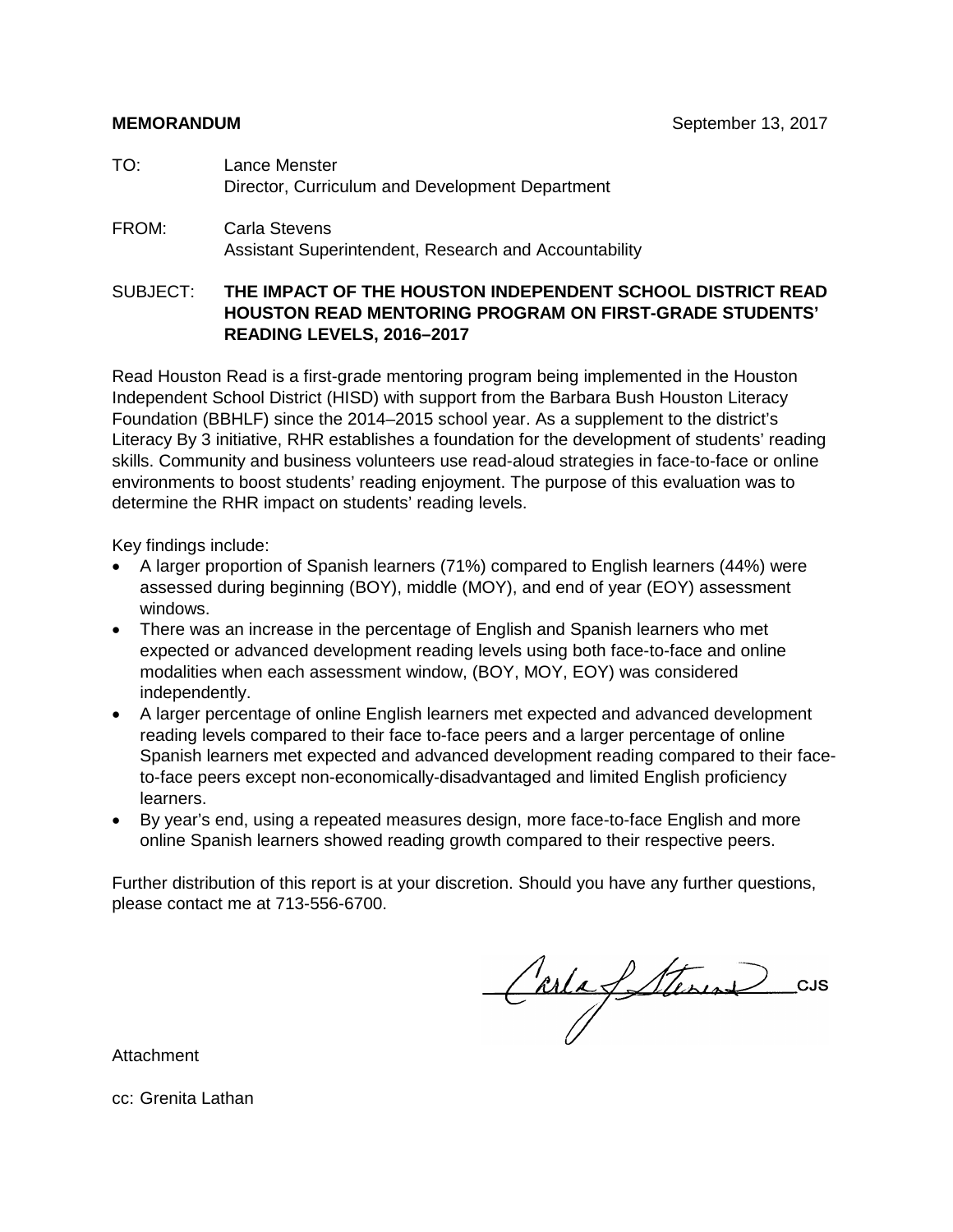**MEMORANDUM** September 13, 2017

TO: Lance Menster
Director, Curriculum and Development Department

FROM: Carla Stevens
Assistant Superintendent, Research and Accountability

SUBJECT: **THE IMPACT OF THE HOUSTON INDEPENDENT SCHOOL DISTRICT READ HOUSTON READ MENTORING PROGRAM ON FIRST-GRADE STUDENTS' READING LEVELS, 2016–2017**

Read Houston Read is a first-grade mentoring program being implemented in the Houston Independent School District (HISD) with support from the Barbara Bush Houston Literacy Foundation (BBHLF) since the 2014–2015 school year. As a supplement to the district's Literacy By 3 initiative, RHR establishes a foundation for the development of students' reading skills. Community and business volunteers use read-aloud strategies in face-to-face or online environments to boost students' reading enjoyment. The purpose of this evaluation was to determine the RHR impact on students' reading levels.

Key findings include:

- A larger proportion of Spanish learners (71%) compared to English learners (44%) were assessed during beginning (BOY), middle (MOY), and end of year (EOY) assessment windows.
- There was an increase in the percentage of English and Spanish learners who met expected or advanced development reading levels using both face-to-face and online modalities when each assessment window, (BOY, MOY, EOY) was considered independently.
- A larger percentage of online English learners met expected and advanced development reading levels compared to their face to-face peers and a larger percentage of online Spanish learners met expected and advanced development reading compared to their face-to-face peers except non-economically-disadvantaged and limited English proficiency learners.
- By year's end, using a repeated measures design, more face-to-face English and more online Spanish learners showed reading growth compared to their respective peers.

Further distribution of this report is at your discretion. Should you have any further questions, please contact me at 713-556-6700.

Carla J. Stevens CJS

Attachment

cc: Grenita Lathan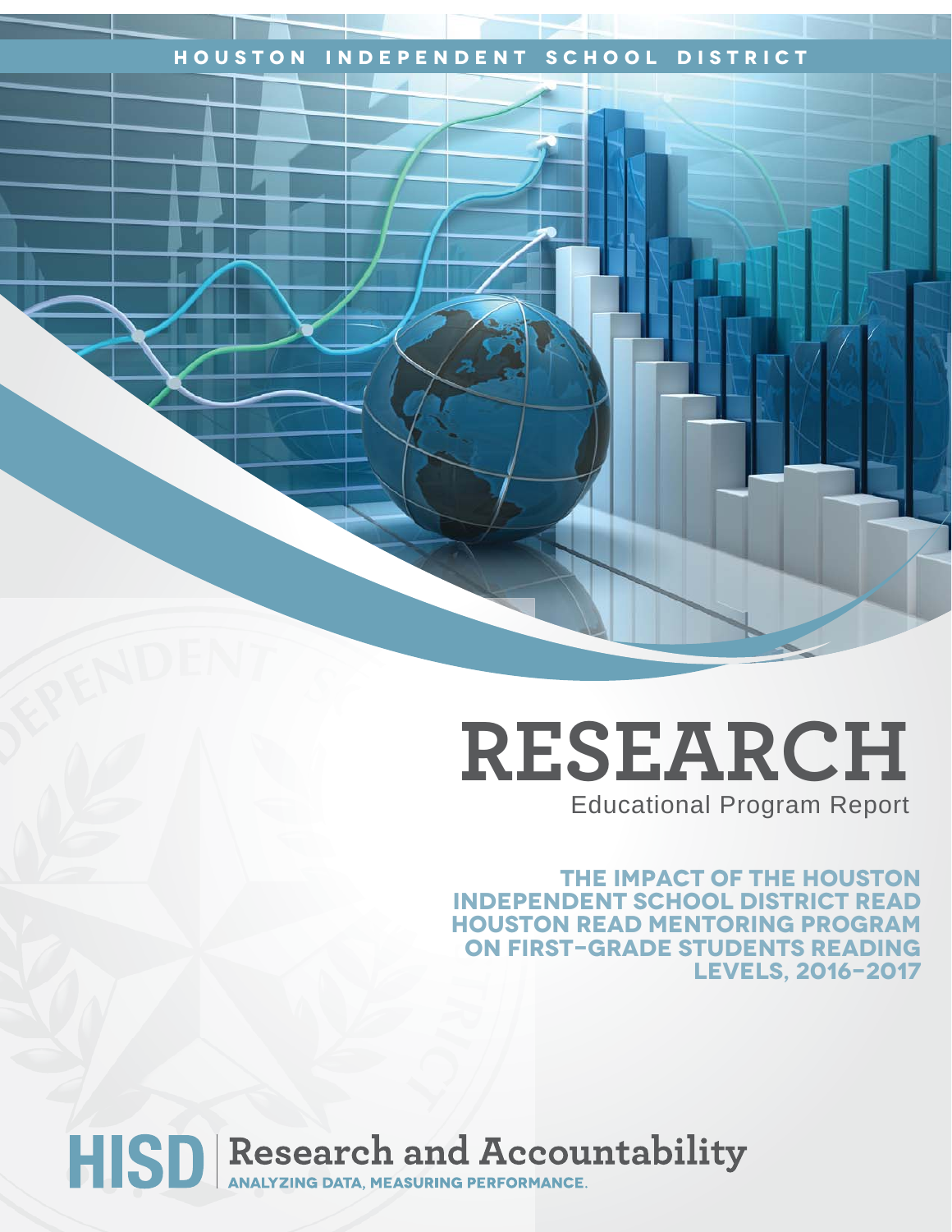HOUSTON INDEPENDENT SCHOOL DISTRICT

# RESEARCH

Educational Program Report

## THE IMPACT OF THE HOUSTON INDEPENDENT SCHOOL DISTRICT READ HOUSTON READ MENTORING PROGRAM ON FIRST-GRADE STUDENTS READING LEVELS, 2016–2017

HISD | Research and Accountability

ANALYZING DATA, MEASURING PERFORMANCE.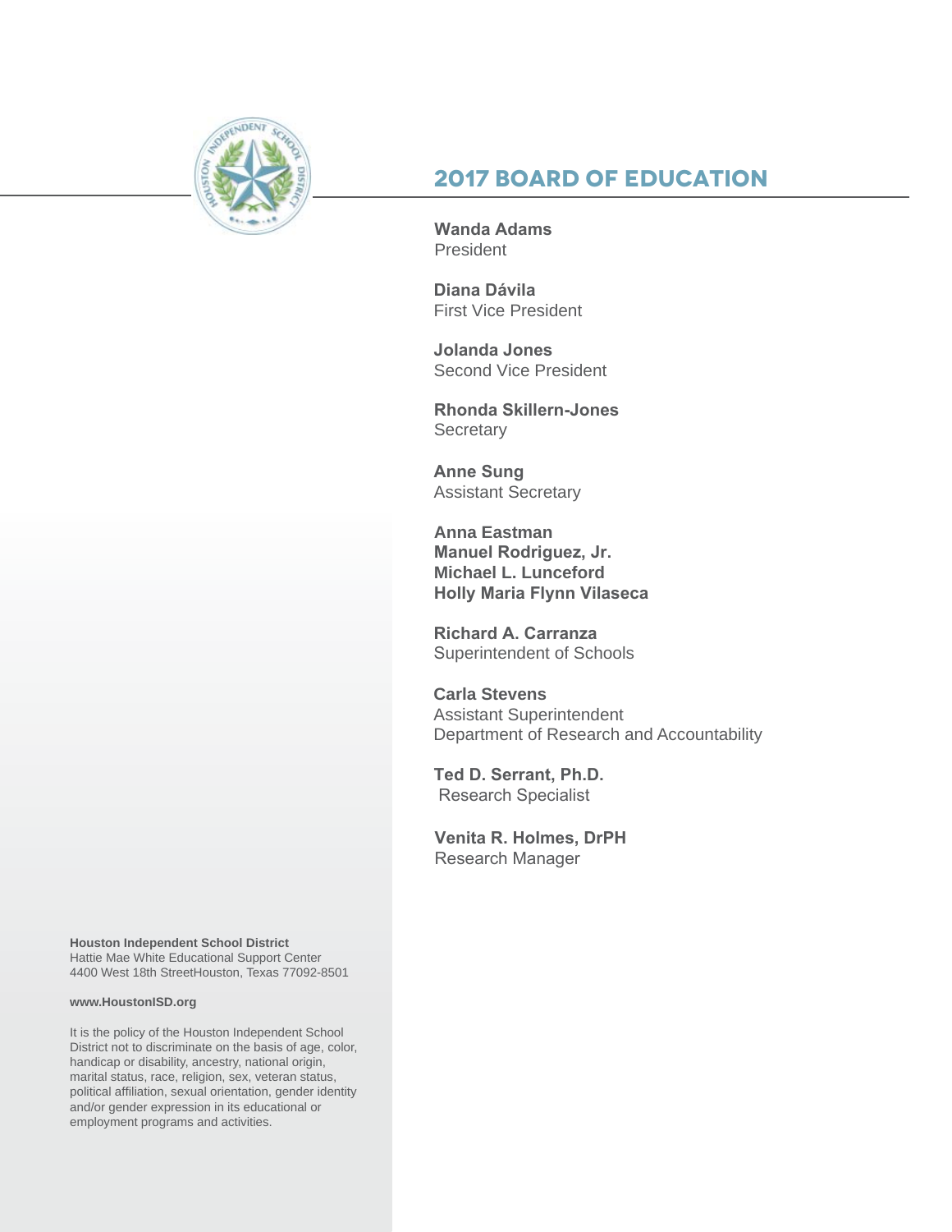## 2017 BOARD OF EDUCATION

**Wanda Adams**
President

**Diana Dávila**
First Vice President

**Jolanda Jones**
Second Vice President

**Rhonda Skillern-Jones**
Secretary

**Anne Sung**
Assistant Secretary

**Anna Eastman**
**Manuel Rodriguez, Jr.**
**Michael L. Lunceford**
**Holly Maria Flynn Vilaseca**

**Richard A. Carranza**
Superintendent of Schools

**Carla Stevens**
Assistant Superintendent
Department of Research and Accountability

**Ted D. Serrant, Ph.D.**
Research Specialist

**Venita R. Holmes, DrPH**
Research Manager

**Houston Independent School District**
Hattie Mae White Educational Support Center
4400 West 18th StreetHouston, Texas 77092-8501

**www.HoustonISD.org**

It is the policy of the Houston Independent School District not to discriminate on the basis of age, color, handicap or disability, ancestry, national origin, marital status, race, religion, sex, veteran status, political affiliation, sexual orientation, gender identity and/or gender expression in its educational or employment programs and activities.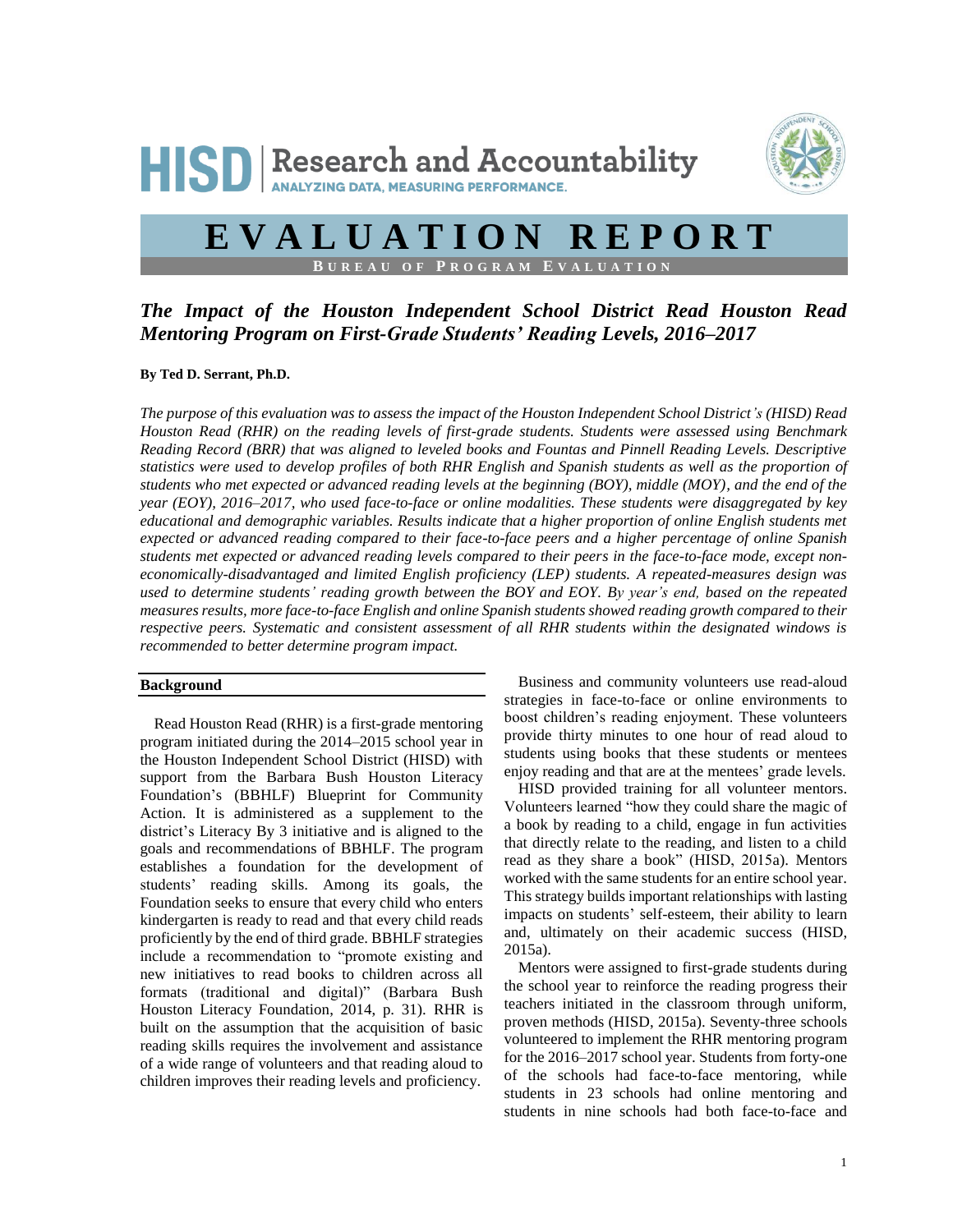# EVALUATION REPORT

BUREAU OF PROGRAM EVALUATION

## *The Impact of the Houston Independent School District Read Houston Read Mentoring Program on First-Grade Students' Reading Levels, 2016–2017*

**By Ted D. Serrant, Ph.D.**

*The purpose of this evaluation was to assess the impact of the Houston Independent School District's (HISD) Read Houston Read (RHR) on the reading levels of first-grade students. Students were assessed using Benchmark Reading Record (BRR) that was aligned to leveled books and Fountas and Pinnell Reading Levels. Descriptive statistics were used to develop profiles of both RHR English and Spanish students as well as the proportion of students who met expected or advanced reading levels at the beginning (BOY), middle (MOY), and the end of the year (EOY), 2016–2017, who used face-to-face or online modalities. These students were disaggregated by key educational and demographic variables. Results indicate that a higher proportion of online English students met expected or advanced reading compared to their face-to-face peers and a higher percentage of online Spanish students met expected or advanced reading levels compared to their peers in the face-to-face mode, except non-economically-disadvantaged and limited English proficiency (LEP) students. A repeated-measures design was used to determine students' reading growth between the BOY and EOY. By year's end, based on the repeated measures results, more face-to-face English and online Spanish students showed reading growth compared to their respective peers. Systematic and consistent assessment of all RHR students within the designated windows is recommended to better determine program impact.*

### Background

Read Houston Read (RHR) is a first-grade mentoring program initiated during the 2014–2015 school year in the Houston Independent School District (HISD) with support from the Barbara Bush Houston Literacy Foundation's (BBHLF) Blueprint for Community Action. It is administered as a supplement to the district's Literacy By 3 initiative and is aligned to the goals and recommendations of BBHLF. The program establishes a foundation for the development of students' reading skills. Among its goals, the Foundation seeks to ensure that every child who enters kindergarten is ready to read and that every child reads proficiently by the end of third grade. BBHLF strategies include a recommendation to "promote existing and new initiatives to read books to children across all formats (traditional and digital)" (Barbara Bush Houston Literacy Foundation, 2014, p. 31). RHR is built on the assumption that the acquisition of basic reading skills requires the involvement and assistance of a wide range of volunteers and that reading aloud to children improves their reading levels and proficiency.

Business and community volunteers use read-aloud strategies in face-to-face or online environments to boost children's reading enjoyment. These volunteers provide thirty minutes to one hour of read aloud to students using books that these students or mentees enjoy reading and that are at the mentees' grade levels.

HISD provided training for all volunteer mentors. Volunteers learned "how they could share the magic of a book by reading to a child, engage in fun activities that directly relate to the reading, and listen to a child read as they share a book" (HISD, 2015a). Mentors worked with the same students for an entire school year. This strategy builds important relationships with lasting impacts on students' self-esteem, their ability to learn and, ultimately on their academic success (HISD, 2015a).

Mentors were assigned to first-grade students during the school year to reinforce the reading progress their teachers initiated in the classroom through uniform, proven methods (HISD, 2015a). Seventy-three schools volunteered to implement the RHR mentoring program for the 2016–2017 school year. Students from forty-one of the schools had face-to-face mentoring, while students in 23 schools had online mentoring and students in nine schools had both face-to-face and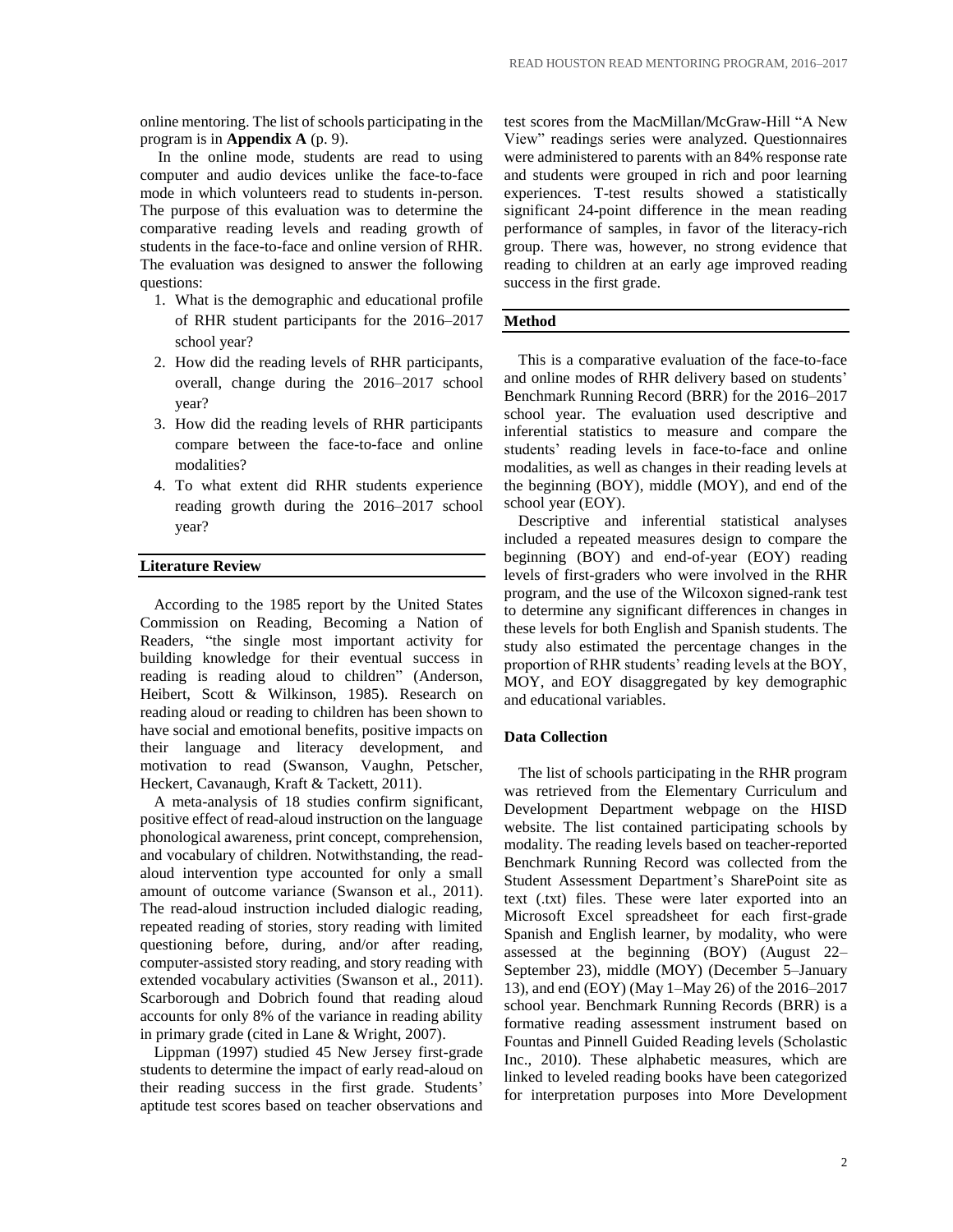online mentoring. The list of schools participating in the program is in **Appendix A** (p. 9).

In the online mode, students are read to using computer and audio devices unlike the face-to-face mode in which volunteers read to students in-person. The purpose of this evaluation was to determine the comparative reading levels and reading growth of students in the face-to-face and online version of RHR. The evaluation was designed to answer the following questions:

1. What is the demographic and educational profile of RHR student participants for the 2016–2017 school year?
2. How did the reading levels of RHR participants, overall, change during the 2016–2017 school year?
3. How did the reading levels of RHR participants compare between the face-to-face and online modalities?
4. To what extent did RHR students experience reading growth during the 2016–2017 school year?

## Literature Review

According to the 1985 report by the United States Commission on Reading, Becoming a Nation of Readers, "the single most important activity for building knowledge for their eventual success in reading is reading aloud to children" (Anderson, Heibert, Scott & Wilkinson, 1985). Research on reading aloud or reading to children has been shown to have social and emotional benefits, positive impacts on their language and literacy development, and motivation to read (Swanson, Vaughn, Petscher, Heckert, Cavanaugh, Kraft & Tackett, 2011).

A meta-analysis of 18 studies confirm significant, positive effect of read-aloud instruction on the language phonological awareness, print concept, comprehension, and vocabulary of children. Notwithstanding, the read-aloud intervention type accounted for only a small amount of outcome variance (Swanson et al., 2011). The read-aloud instruction included dialogic reading, repeated reading of stories, story reading with limited questioning before, during, and/or after reading, computer-assisted story reading, and story reading with extended vocabulary activities (Swanson et al., 2011). Scarborough and Dobrich found that reading aloud accounts for only 8% of the variance in reading ability in primary grade (cited in Lane & Wright, 2007).

Lippman (1997) studied 45 New Jersey first-grade students to determine the impact of early read-aloud on their reading success in the first grade. Students' aptitude test scores based on teacher observations and test scores from the MacMillan/McGraw-Hill "A New View" readings series were analyzed. Questionnaires were administered to parents with an 84% response rate and students were grouped in rich and poor learning experiences. T-test results showed a statistically significant 24-point difference in the mean reading performance of samples, in favor of the literacy-rich group. There was, however, no strong evidence that reading to children at an early age improved reading success in the first grade.

## Method

This is a comparative evaluation of the face-to-face and online modes of RHR delivery based on students' Benchmark Running Record (BRR) for the 2016–2017 school year. The evaluation used descriptive and inferential statistics to measure and compare the students' reading levels in face-to-face and online modalities, as well as changes in their reading levels at the beginning (BOY), middle (MOY), and end of the school year (EOY).

Descriptive and inferential statistical analyses included a repeated measures design to compare the beginning (BOY) and end-of-year (EOY) reading levels of first-graders who were involved in the RHR program, and the use of the Wilcoxon signed-rank test to determine any significant differences in changes in these levels for both English and Spanish students. The study also estimated the percentage changes in the proportion of RHR students' reading levels at the BOY, MOY, and EOY disaggregated by key demographic and educational variables.

### Data Collection

The list of schools participating in the RHR program was retrieved from the Elementary Curriculum and Development Department webpage on the HISD website. The list contained participating schools by modality. The reading levels based on teacher-reported Benchmark Running Record was collected from the Student Assessment Department's SharePoint site as text (.txt) files. These were later exported into an Microsoft Excel spreadsheet for each first-grade Spanish and English learner, by modality, who were assessed at the beginning (BOY) (August 22–September 23), middle (MOY) (December 5–January 13), and end (EOY) (May 1–May 26) of the 2016–2017 school year. Benchmark Running Records (BRR) is a formative reading assessment instrument based on Fountas and Pinnell Guided Reading levels (Scholastic Inc., 2010). These alphabetic measures, which are linked to leveled reading books have been categorized for interpretation purposes into More Development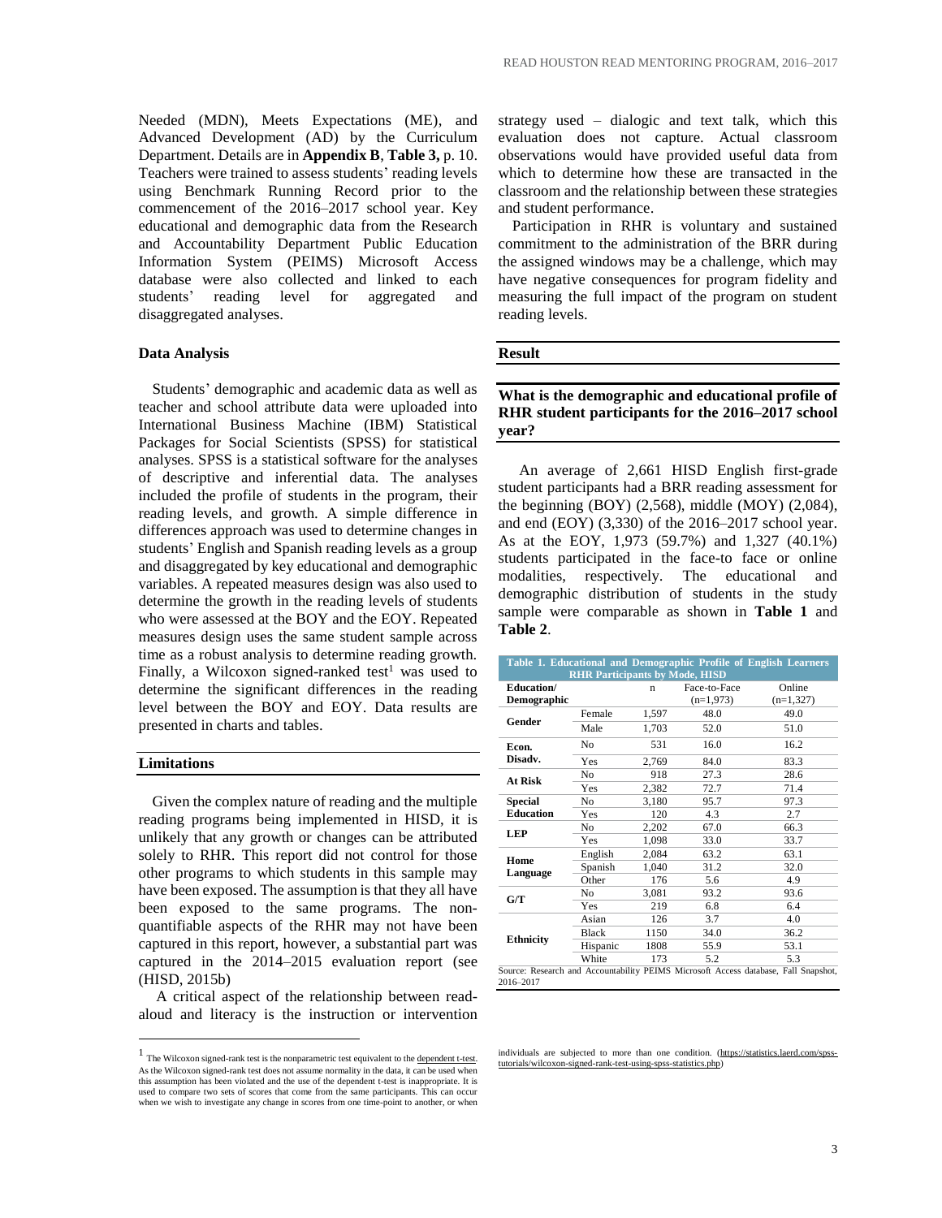Needed (MDN), Meets Expectations (ME), and Advanced Development (AD) by the Curriculum Department. Details are in **Appendix B**, **Table 3,** p. 10. Teachers were trained to assess students' reading levels using Benchmark Running Record prior to the commencement of the 2016–2017 school year. Key educational and demographic data from the Research and Accountability Department Public Education Information System (PEIMS) Microsoft Access database were also collected and linked to each students' reading level for aggregated and disaggregated analyses.

### Data Analysis

Students' demographic and academic data as well as teacher and school attribute data were uploaded into International Business Machine (IBM) Statistical Packages for Social Scientists (SPSS) for statistical analyses. SPSS is a statistical software for the analyses of descriptive and inferential data. The analyses included the profile of students in the program, their reading levels, and growth. A simple difference in differences approach was used to determine changes in students' English and Spanish reading levels as a group and disaggregated by key educational and demographic variables. A repeated measures design was also used to determine the growth in the reading levels of students who were assessed at the BOY and the EOY. Repeated measures design uses the same student sample across time as a robust analysis to determine reading growth. Finally, a Wilcoxon signed-ranked test[1] was used to determine the significant differences in the reading level between the BOY and EOY. Data results are presented in charts and tables.

## Limitations

Given the complex nature of reading and the multiple reading programs being implemented in HISD, it is unlikely that any growth or changes can be attributed solely to RHR. This report did not control for those other programs to which students in this sample may have been exposed. The assumption is that they all have been exposed to the same programs. The non-quantifiable aspects of the RHR may not have been captured in this report, however, a substantial part was captured in the 2014–2015 evaluation report (see (HISD, 2015b)

A critical aspect of the relationship between read-aloud and literacy is the instruction or intervention strategy used – dialogic and text talk, which this evaluation does not capture. Actual classroom observations would have provided useful data from which to determine how these are transacted in the classroom and the relationship between these strategies and student performance.

Participation in RHR is voluntary and sustained commitment to the administration of the BRR during the assigned windows may be a challenge, which may have negative consequences for program fidelity and measuring the full impact of the program on student reading levels.

## Result

### What is the demographic and educational profile of RHR student participants for the 2016–2017 school year?

An average of 2,661 HISD English first-grade student participants had a BRR reading assessment for the beginning (BOY) (2,568), middle (MOY) (2,084), and end (EOY) (3,330) of the 2016–2017 school year. As at the EOY, 1,973 (59.7%) and 1,327 (40.1%) students participated in the face-to face or online modalities, respectively. The educational and demographic distribution of students in the study sample were comparable as shown in **Table 1** and **Table 2**.

**Table 1. Educational and Demographic Profile of English Learners RHR Participants by Mode, HISD**

| Education/ Demographic | | n | Face-to-Face (n=1,973) | Online (n=1,327) |
|---|---|---|---|---|
| Gender | Female | 1,597 | 48.0 | 49.0 |
| | Male | 1,703 | 52.0 | 51.0 |
| Econ. Disadv. | No | 531 | 16.0 | 16.2 |
| | Yes | 2,769 | 84.0 | 83.3 |
| At Risk | No | 918 | 27.3 | 28.6 |
| | Yes | 2,382 | 72.7 | 71.4 |
| Special Education | No | 3,180 | 95.7 | 97.3 |
| | Yes | 120 | 4.3 | 2.7 |
| LEP | No | 2,202 | 67.0 | 66.3 |
| | Yes | 1,098 | 33.0 | 33.7 |
| Home Language | English | 2,084 | 63.2 | 63.1 |
| | Spanish | 1,040 | 31.2 | 32.0 |
| | Other | 176 | 5.6 | 4.9 |
| G/T | No | 3,081 | 93.2 | 93.6 |
| | Yes | 219 | 6.8 | 6.4 |
| Ethnicity | Asian | 126 | 3.7 | 4.0 |
| | Black | 1150 | 34.0 | 36.2 |
| | Hispanic | 1808 | 55.9 | 53.1 |
| | White | 173 | 5.2 | 5.3 |

Source: Research and Accountability PEIMS Microsoft Access database, Fall Snapshot, 2016–2017

---

[1] The Wilcoxon signed-rank test is the nonparametric test equivalent to the dependent t-test. As the Wilcoxon signed-rank test does not assume normality in the data, it can be used when this assumption has been violated and the use of the dependent t-test is inappropriate. It is used to compare two sets of scores that come from the same participants. This can occur when we wish to investigate any change in scores from one time-point to another, or when individuals are subjected to more than one condition. (https://statistics.laerd.com/spss-tutorials/wilcoxon-signed-rank-test-using-spss-statistics.php)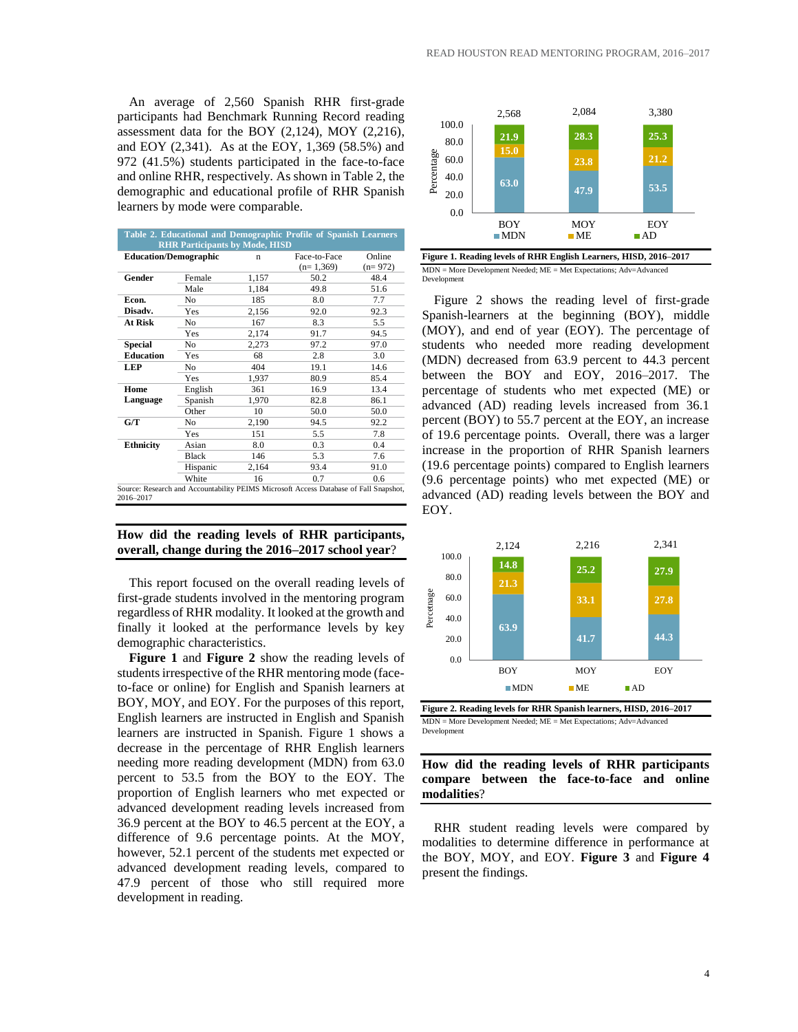An average of 2,560 Spanish RHR first-grade participants had Benchmark Running Record reading assessment data for the BOY (2,124), MOY (2,216), and EOY (2,341). As at the EOY, 1,369 (58.5%) and 972 (41.5%) students participated in the face-to-face and online RHR, respectively. As shown in Table 2, the demographic and educational profile of RHR Spanish learners by mode were comparable.

**Table 2. Educational and Demographic Profile of Spanish Learners RHR Participants by Mode, HISD**

| Education/Demographic | | n | Face-to-Face (n= 1,369) | Online (n= 972) |
|---|---|---|---|---|
| **Gender** | Female | 1,157 | 50.2 | 48.4 |
| | Male | 1,184 | 49.8 | 51.6 |
| **Econ. Disadv.** | No | 185 | 8.0 | 7.7 |
| | Yes | 2,156 | 92.0 | 92.3 |
| **At Risk** | No | 167 | 8.3 | 5.5 |
| | Yes | 2,174 | 91.7 | 94.5 |
| **Special Education** | No | 2,273 | 97.2 | 97.0 |
| | Yes | 68 | 2.8 | 3.0 |
| **LEP** | No | 404 | 19.1 | 14.6 |
| | Yes | 1,937 | 80.9 | 85.4 |
| **Home Language** | English | 361 | 16.9 | 13.4 |
| | Spanish | 1,970 | 82.8 | 86.1 |
| | Other | 10 | 50.0 | 50.0 |
| **G/T** | No | 2,190 | 94.5 | 92.2 |
| | Yes | 151 | 5.5 | 7.8 |
| **Ethnicity** | Asian | 8.0 | 0.3 | 0.4 |
| | Black | 146 | 5.3 | 7.6 |
| | Hispanic | 2,164 | 93.4 | 91.0 |
| | White | 16 | 0.7 | 0.6 |

Source: Research and Accountability PEIMS Microsoft Access Database of Fall Snapshot, 2016–2017

## How did the reading levels of RHR participants, overall, change during the 2016–2017 school year?

This report focused on the overall reading levels of first-grade students involved in the mentoring program regardless of RHR modality. It looked at the growth and finally it looked at the performance levels by key demographic characteristics.

**Figure 1** and **Figure 2** show the reading levels of students irrespective of the RHR mentoring mode (face-to-face or online) for English and Spanish learners at BOY, MOY, and EOY. For the purposes of this report, English learners are instructed in English and Spanish learners are instructed in Spanish. Figure 1 shows a decrease in the percentage of RHR English learners needing more reading development (MDN) from 63.0 percent to 53.5 from the BOY to the EOY. The proportion of English learners who met expected or advanced development reading levels increased from 36.9 percent at the BOY to 46.5 percent at the EOY, a difference of 9.6 percentage points. At the MOY, however, 52.1 percent of the students met expected or advanced development reading levels, compared to 47.9 percent of those who still required more development in reading.

| | BOY | MOY | EOY |
|---|---|---|---|
| n | 2,568 | 2,084 | 3,380 |
| MDN | 63.0 | 47.9 | 53.5 |
| ME | 15.0 | 23.8 | 21.2 |
| AD | 21.9 | 28.3 | 25.3 |

**Figure 1. Reading levels of RHR English Learners, HISD, 2016–2017**

MDN = More Development Needed; ME = Met Expectations; Adv=Advanced Development

Figure 2 shows the reading level of first-grade Spanish-learners at the beginning (BOY), middle (MOY), and end of year (EOY). The percentage of students who needed more reading development (MDN) decreased from 63.9 percent to 44.3 percent between the BOY and EOY, 2016–2017. The percentage of students who met expected (ME) or advanced (AD) reading levels increased from 36.1 percent (BOY) to 55.7 percent at the EOY, an increase of 19.6 percentage points. Overall, there was a larger increase in the proportion of RHR Spanish learners (19.6 percentage points) compared to English learners (9.6 percentage points) who met expected (ME) or advanced (AD) reading levels between the BOY and EOY.

| | BOY | MOY | EOY |
|---|---|---|---|
| n | 2,124 | 2,216 | 2,341 |
| MDN | 63.9 | 41.7 | 44.3 |
| ME | 21.3 | 33.1 | 27.8 |
| AD | 14.8 | 25.2 | 27.9 |

**Figure 2. Reading levels for RHR Spanish learners, HISD, 2016–2017**

MDN = More Development Needed; ME = Met Expectations; Adv=Advanced Development

## How did the reading levels of RHR participants compare between the face-to-face and online modalities?

RHR student reading levels were compared by modalities to determine difference in performance at the BOY, MOY, and EOY. **Figure 3** and **Figure 4** present the findings.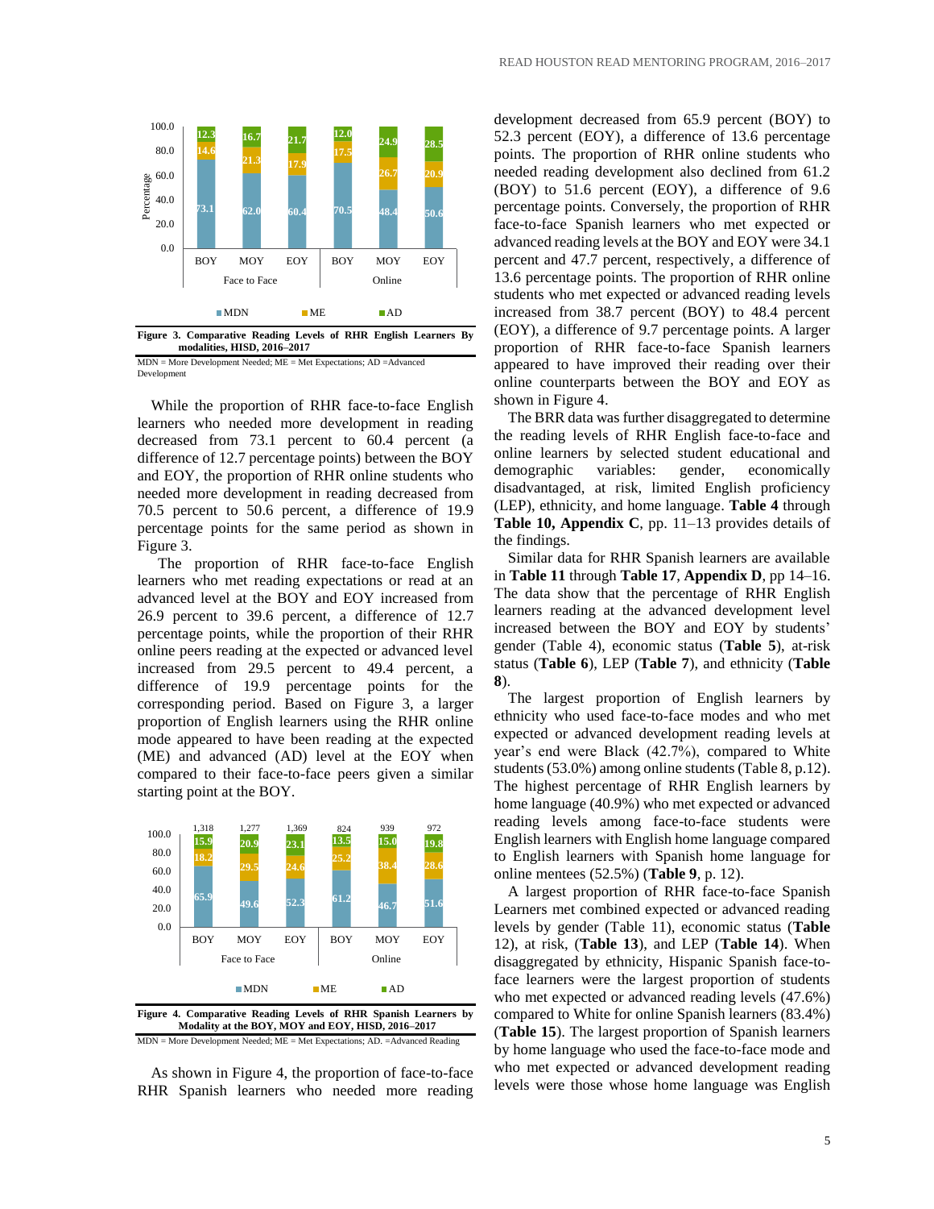| Modality | Period | MDN | ME | AD |
|---|---|---|---|---|
| Face to Face | BOY | 73.1 | 14.6 | 12.3 |
| Face to Face | MOY | 62.0 | 21.3 | 16.7 |
| Face to Face | EOY | 60.4 | 17.9 | 21.7 |
| Online | BOY | 70.5 | 17.5 | 12.0 |
| Online | MOY | 48.4 | 26.7 | 24.9 |
| Online | EOY | 50.6 | 20.9 | 28.5 |

**Figure 3. Comparative Reading Levels of RHR English Learners By modalities, HISD, 2016–2017**

MDN = More Development Needed; ME = Met Expectations; AD =Advanced Development

While the proportion of RHR face-to-face English learners who needed more development in reading decreased from 73.1 percent to 60.4 percent (a difference of 12.7 percentage points) between the BOY and EOY, the proportion of RHR online students who needed more development in reading decreased from 70.5 percent to 50.6 percent, a difference of 19.9 percentage points for the same period as shown in Figure 3.

The proportion of RHR face-to-face English learners who met reading expectations or read at an advanced level at the BOY and EOY increased from 26.9 percent to 39.6 percent, a difference of 12.7 percentage points, while the proportion of their RHR online peers reading at the expected or advanced level increased from 29.5 percent to 49.4 percent, a difference of 19.9 percentage points for the corresponding period. Based on Figure 3, a larger proportion of English learners using the RHR online mode appeared to have been reading at the expected (ME) and advanced (AD) level at the EOY when compared to their face-to-face peers given a similar starting point at the BOY.

| Modality | Period | N | MDN | ME | AD |
|---|---|---|---|---|---|
| Face to Face | BOY | 1,318 | 65.9 | 18.2 | 15.9 |
| Face to Face | MOY | 1,277 | 49.6 | 29.5 | 20.9 |
| Face to Face | EOY | 1,369 | 52.3 | 24.6 | 23.1 |
| Online | BOY | 824 | 61.2 | 25.2 | 13.5 |
| Online | MOY | 939 | 46.7 | 38.4 | 15.0 |
| Online | EOY | 972 | 51.6 | 28.6 | 19.8 |

**Figure 4. Comparative Reading Levels of RHR Spanish Learners by Modality at the BOY, MOY and EOY, HISD, 2016–2017**

MDN = More Development Needed; ME = Met Expectations; AD. =Advanced Reading

As shown in Figure 4, the proportion of face-to-face RHR Spanish learners who needed more reading development decreased from 65.9 percent (BOY) to 52.3 percent (EOY), a difference of 13.6 percentage points. The proportion of RHR online students who needed reading development also declined from 61.2 (BOY) to 51.6 percent (EOY), a difference of 9.6 percentage points. Conversely, the proportion of RHR face-to-face Spanish learners who met expected or advanced reading levels at the BOY and EOY were 34.1 percent and 47.7 percent, respectively, a difference of 13.6 percentage points. The proportion of RHR online students who met expected or advanced reading levels increased from 38.7 percent (BOY) to 48.4 percent (EOY), a difference of 9.7 percentage points. A larger proportion of RHR face-to-face Spanish learners appeared to have improved their reading over their online counterparts between the BOY and EOY as shown in Figure 4.

The BRR data was further disaggregated to determine the reading levels of RHR English face-to-face and online learners by selected student educational and demographic variables: gender, economically disadvantaged, at risk, limited English proficiency (LEP), ethnicity, and home language. **Table 4** through **Table 10, Appendix C**, pp. 11–13 provides details of the findings.

Similar data for RHR Spanish learners are available in **Table 11** through **Table 17**, **Appendix D**, pp 14–16. The data show that the percentage of RHR English learners reading at the advanced development level increased between the BOY and EOY by students' gender (Table 4), economic status (**Table 5**), at-risk status (**Table 6**), LEP (**Table 7**), and ethnicity (**Table 8**).

The largest proportion of English learners by ethnicity who used face-to-face modes and who met expected or advanced development reading levels at year's end were Black (42.7%), compared to White students (53.0%) among online students (Table 8, p.12). The highest percentage of RHR English learners by home language (40.9%) who met expected or advanced reading levels among face-to-face students were English learners with English home language compared to English learners with Spanish home language for online mentees (52.5%) (**Table 9**, p. 12).

A largest proportion of RHR face-to-face Spanish Learners met combined expected or advanced reading levels by gender (Table 11), economic status (**Table** 12), at risk, (**Table 13**), and LEP (**Table 14**). When disaggregated by ethnicity, Hispanic Spanish face-to-face learners were the largest proportion of students who met expected or advanced reading levels (47.6%) compared to White for online Spanish learners (83.4%) (**Table 15**). The largest proportion of Spanish learners by home language who used the face-to-face mode and who met expected or advanced development reading levels were those whose home language was English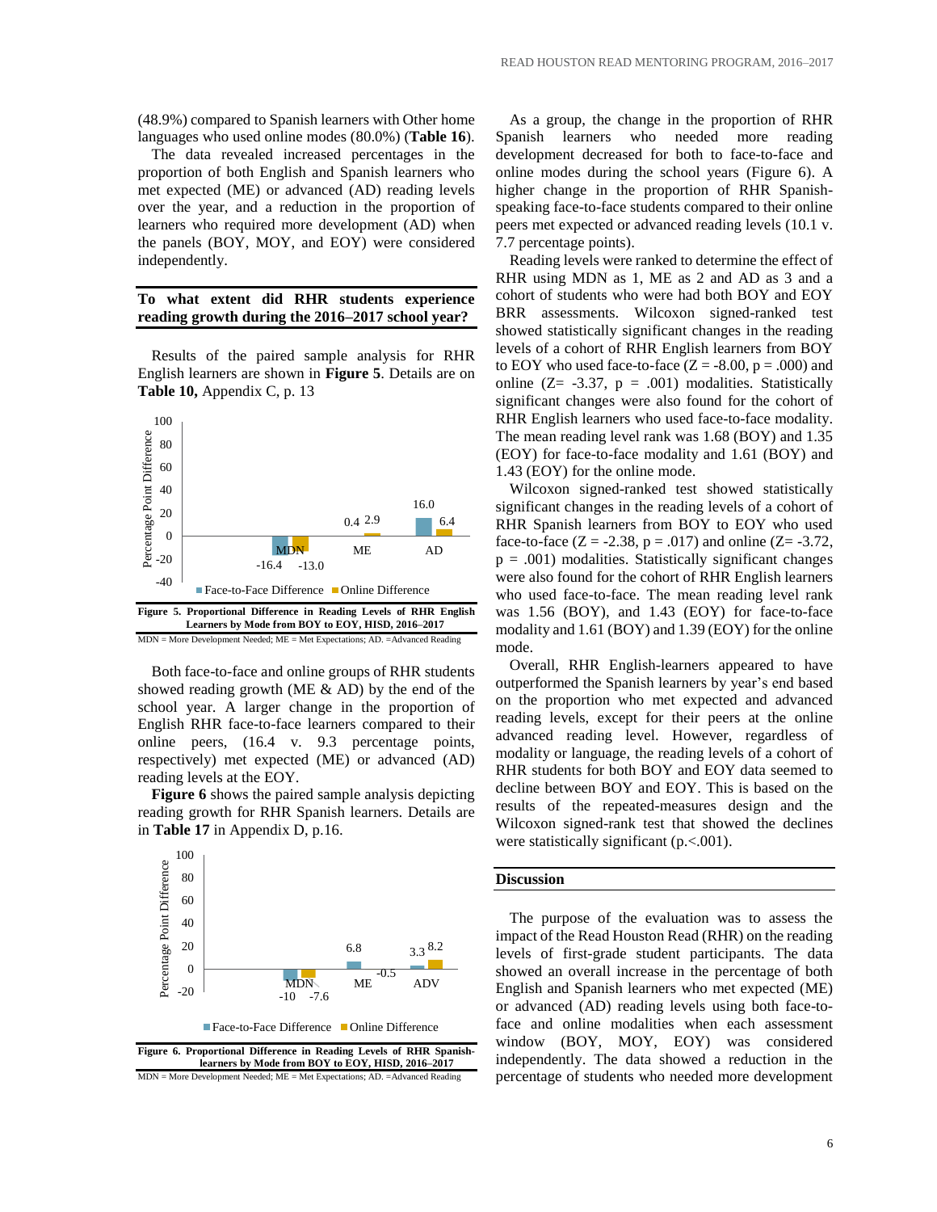(48.9%) compared to Spanish learners with Other home languages who used online modes (80.0%) (**Table 16**).

The data revealed increased percentages in the proportion of both English and Spanish learners who met expected (ME) or advanced (AD) reading levels over the year, and a reduction in the proportion of learners who required more development (AD) when the panels (BOY, MOY, and EOY) were considered independently.

## To what extent did RHR students experience reading growth during the 2016–2017 school year?

Results of the paired sample analysis for RHR English learners are shown in **Figure 5**. Details are on **Table 10,** Appendix C, p. 13

| | MDN | ME | AD |
|---|---|---|---|
| Face-to-Face Difference | -16.4 | 0.4 | 16.0 |
| Online Difference | -13.0 | 2.9 | 6.4 |

**Figure 5. Proportional Difference in Reading Levels of RHR English Learners by Mode from BOY to EOY, HISD, 2016–2017**

MDN = More Development Needed; ME = Met Expectations; AD. =Advanced Reading

Both face-to-face and online groups of RHR students showed reading growth (ME & AD) by the end of the school year. A larger change in the proportion of English RHR face-to-face learners compared to their online peers, (16.4 v. 9.3 percentage points, respectively) met expected (ME) or advanced (AD) reading levels at the EOY.

**Figure 6** shows the paired sample analysis depicting reading growth for RHR Spanish learners. Details are in **Table 17** in Appendix D, p.16.

| | MDN | ME | ADV |
|---|---|---|---|
| Face-to-Face Difference | -10 | 6.8 | 3.3 |
| Online Difference | -7.6 | -0.5 | 8.2 |

**Figure 6. Proportional Difference in Reading Levels of RHR Spanish-learners by Mode from BOY to EOY, HISD, 2016–2017**

MDN = More Development Needed; ME = Met Expectations; AD. =Advanced Reading

As a group, the change in the proportion of RHR Spanish learners who needed more reading development decreased for both to face-to-face and online modes during the school years (Figure 6). A higher change in the proportion of RHR Spanish-speaking face-to-face students compared to their online peers met expected or advanced reading levels (10.1 v. 7.7 percentage points).

Reading levels were ranked to determine the effect of RHR using MDN as 1, ME as 2 and AD as 3 and a cohort of students who were had both BOY and EOY BRR assessments. Wilcoxon signed-ranked test showed statistically significant changes in the reading levels of a cohort of RHR English learners from BOY to EOY who used face-to-face ($Z = -8.00$, $p = .000$) and online ($Z = -3.37$, $p = .001$) modalities. Statistically significant changes were also found for the cohort of RHR English learners who used face-to-face modality. The mean reading level rank was 1.68 (BOY) and 1.35 (EOY) for face-to-face modality and 1.61 (BOY) and 1.43 (EOY) for the online mode.

Wilcoxon signed-ranked test showed statistically significant changes in the reading levels of a cohort of RHR Spanish learners from BOY to EOY who used face-to-face ($Z = -2.38$, $p = .017$) and online ($Z = -3.72$, $p = .001$) modalities. Statistically significant changes were also found for the cohort of RHR English learners who used face-to-face. The mean reading level rank was 1.56 (BOY), and 1.43 (EOY) for face-to-face modality and 1.61 (BOY) and 1.39 (EOY) for the online mode.

Overall, RHR English-learners appeared to have outperformed the Spanish learners by year's end based on the proportion who met expected and advanced reading levels, except for their peers at the online advanced reading level. However, regardless of modality or language, the reading levels of a cohort of RHR students for both BOY and EOY data seemed to decline between BOY and EOY. This is based on the results of the repeated-measures design and the Wilcoxon signed-rank test that showed the declines were statistically significant ($p < .001$).

## Discussion

The purpose of the evaluation was to assess the impact of the Read Houston Read (RHR) on the reading levels of first-grade student participants. The data showed an overall increase in the percentage of both English and Spanish learners who met expected (ME) or advanced (AD) reading levels using both face-to-face and online modalities when each assessment window (BOY, MOY, EOY) was considered independently. The data showed a reduction in the percentage of students who needed more development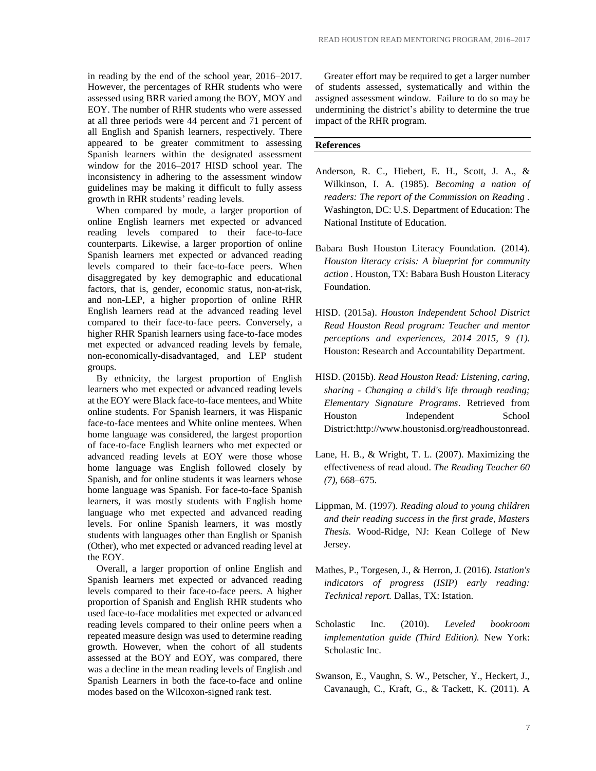in reading by the end of the school year, 2016–2017. However, the percentages of RHR students who were assessed using BRR varied among the BOY, MOY and EOY. The number of RHR students who were assessed at all three periods were 44 percent and 71 percent of all English and Spanish learners, respectively. There appeared to be greater commitment to assessing Spanish learners within the designated assessment window for the 2016–2017 HISD school year. The inconsistency in adhering to the assessment window guidelines may be making it difficult to fully assess growth in RHR students' reading levels.

When compared by mode, a larger proportion of online English learners met expected or advanced reading levels compared to their face-to-face counterparts. Likewise, a larger proportion of online Spanish learners met expected or advanced reading levels compared to their face-to-face peers. When disaggregated by key demographic and educational factors, that is, gender, economic status, non-at-risk, and non-LEP, a higher proportion of online RHR English learners read at the advanced reading level compared to their face-to-face peers. Conversely, a higher RHR Spanish learners using face-to-face modes met expected or advanced reading levels by female, non-economically-disadvantaged, and LEP student groups.

By ethnicity, the largest proportion of English learners who met expected or advanced reading levels at the EOY were Black face-to-face mentees, and White online students. For Spanish learners, it was Hispanic face-to-face mentees and White online mentees. When home language was considered, the largest proportion of face-to-face English learners who met expected or advanced reading levels at EOY were those whose home language was English followed closely by Spanish, and for online students it was learners whose home language was Spanish. For face-to-face Spanish learners, it was mostly students with English home language who met expected and advanced reading levels. For online Spanish learners, it was mostly students with languages other than English or Spanish (Other), who met expected or advanced reading level at the EOY.

Overall, a larger proportion of online English and Spanish learners met expected or advanced reading levels compared to their face-to-face peers. A higher proportion of Spanish and English RHR students who used face-to-face modalities met expected or advanced reading levels compared to their online peers when a repeated measure design was used to determine reading growth. However, when the cohort of all students assessed at the BOY and EOY, was compared, there was a decline in the mean reading levels of English and Spanish Learners in both the face-to-face and online modes based on the Wilcoxon-signed rank test.

Greater effort may be required to get a larger number of students assessed, systematically and within the assigned assessment window. Failure to do so may be undermining the district's ability to determine the true impact of the RHR program.

## References

Anderson, R. C., Hiebert, E. H., Scott, J. A., & Wilkinson, I. A. (1985). *Becoming a nation of readers: The report of the Commission on Reading* . Washington, DC: U.S. Department of Education: The National Institute of Education.

Babara Bush Houston Literacy Foundation. (2014). *Houston literacy crisis: A blueprint for community action* . Houston, TX: Babara Bush Houston Literacy Foundation.

HISD. (2015a). *Houston Independent School District Read Houston Read program: Teacher and mentor perceptions and experiences, 2014–2015, 9 (1).* Houston: Research and Accountability Department.

HISD. (2015b). *Read Houston Read: Listening, caring, sharing - Changing a child's life through reading; Elementary Signature Programs*. Retrieved from Houston Independent School District:http://www.houstonisd.org/readhoustonread.

Lane, H. B., & Wright, T. L. (2007). Maximizing the effectiveness of read aloud. *The Reading Teacher 60 (7)*, 668–675.

Lippman, M. (1997). *Reading aloud to young children and their reading success in the first grade, Masters Thesis.* Wood-Ridge, NJ: Kean College of New Jersey.

Mathes, P., Torgesen, J., & Herron, J. (2016). *Istation's indicators of progress (ISIP) early reading: Technical report.* Dallas, TX: Istation.

Scholastic Inc. (2010). *Leveled bookroom implementation guide (Third Edition).* New York: Scholastic Inc.

Swanson, E., Vaughn, S. W., Petscher, Y., Heckert, J., Cavanaugh, C., Kraft, G., & Tackett, K. (2011). A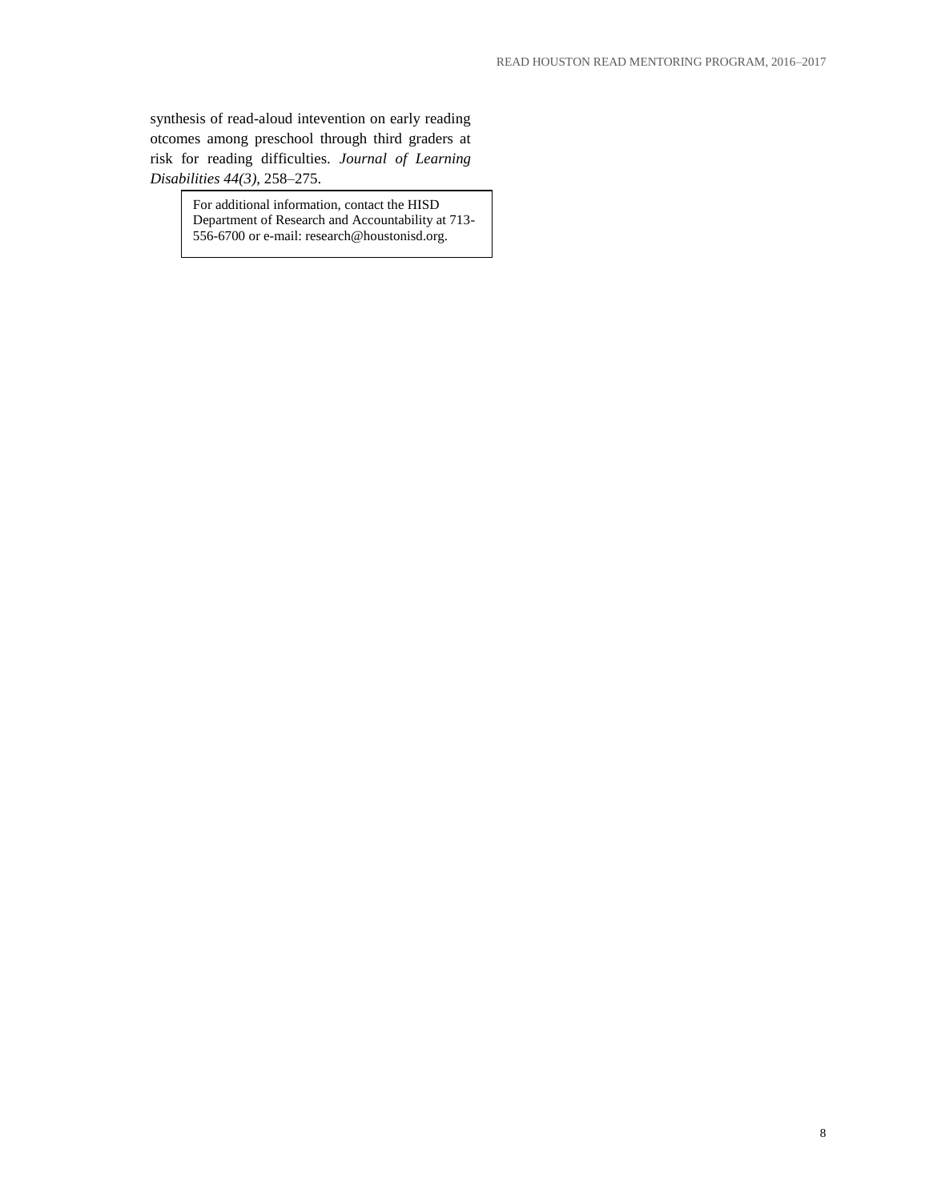synthesis of read-aloud intevention on early reading otcomes among preschool through third graders at risk for reading difficulties. *Journal of Learning Disabilities 44(3)*, 258–275.

For additional information, contact the HISD Department of Research and Accountability at 713-556-6700 or e-mail: research@houstonisd.org.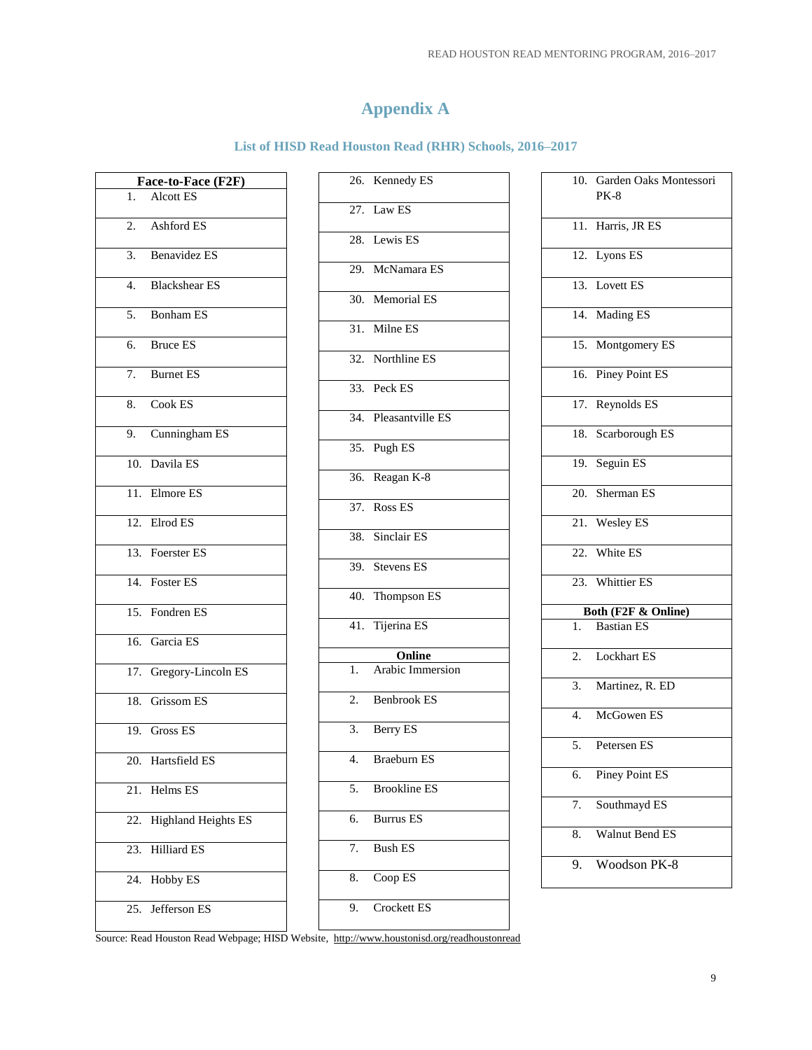# Appendix A

## List of HISD Read Houston Read (RHR) Schools, 2016–2017

**Face-to-Face (F2F)**

1. Alcott ES
2. Ashford ES
3. Benavidez ES
4. Blackshear ES
5. Bonham ES
6. Bruce ES
7. Burnet ES
8. Cook ES
9. Cunningham ES
10. Davila ES
11. Elmore ES
12. Elrod ES
13. Foerster ES
14. Foster ES
15. Fondren ES
16. Garcia ES
17. Gregory-Lincoln ES
18. Grissom ES
19. Gross ES
20. Hartsfield ES
21. Helms ES
22. Highland Heights ES
23. Hilliard ES
24. Hobby ES
25. Jefferson ES
26. Kennedy ES
27. Law ES
28. Lewis ES
29. McNamara ES
30. Memorial ES
31. Milne ES
32. Northline ES
33. Peck ES
34. Pleasantville ES
35. Pugh ES
36. Reagan K-8
37. Ross ES
38. Sinclair ES
39. Stevens ES
40. Thompson ES
41. Tijerina ES

**Online**

1. Arabic Immersion
2. Benbrook ES
3. Berry ES
4. Braeburn ES
5. Brookline ES
6. Burrus ES
7. Bush ES
8. Coop ES
9. Crockett ES
10. Garden Oaks Montessori PK-8
11. Harris, JR ES
12. Lyons ES
13. Lovett ES
14. Mading ES
15. Montgomery ES
16. Piney Point ES
17. Reynolds ES
18. Scarborough ES
19. Seguin ES
20. Sherman ES
21. Wesley ES
22. White ES
23. Whittier ES

**Both (F2F & Online)**

1. Bastian ES
2. Lockhart ES
3. Martinez, R. ED
4. McGowen ES
5. Petersen ES
6. Piney Point ES
7. Southmayd ES
8. Walnut Bend ES
9. Woodson PK-8

Source: Read Houston Read Webpage; HISD Website, http://www.houstonisd.org/readhoustonread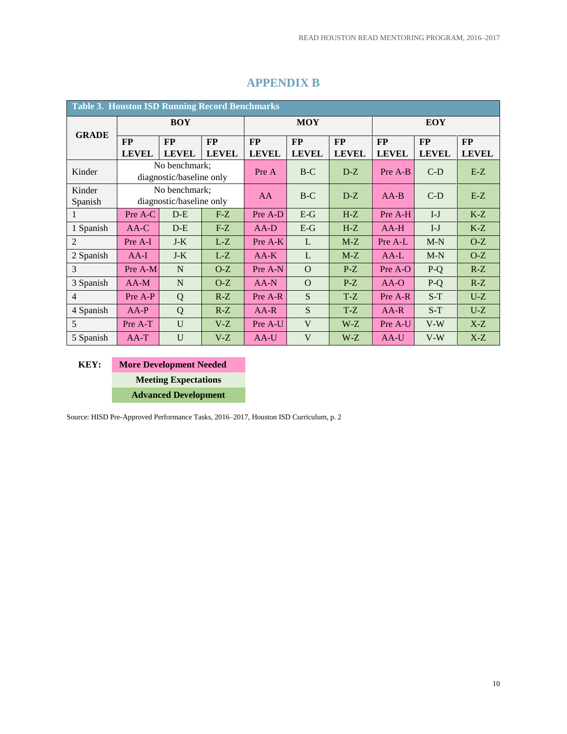# APPENDIX B

| Table 3. Houston ISD Running Record Benchmarks | | | | | | | | | |
|---|---|---|---|---|---|---|---|---|---|
| GRADE | BOY | | | MOY | | | EOY | | |
| | FP LEVEL | FP LEVEL | FP LEVEL | FP LEVEL | FP LEVEL | FP LEVEL | FP LEVEL | FP LEVEL | FP LEVEL |
| Kinder | No benchmark; diagnostic/baseline only | | | Pre A | B-C | D-Z | Pre A-B | C-D | E-Z |
| Kinder Spanish | No benchmark; diagnostic/baseline only | | | AA | B-C | D-Z | AA-B | C-D | E-Z |
| 1 | Pre A-C | D-E | F-Z | Pre A-D | E-G | H-Z | Pre A-H | I-J | K-Z |
| 1 Spanish | AA-C | D-E | F-Z | AA-D | E-G | H-Z | AA-H | I-J | K-Z |
| 2 | Pre A-I | J-K | L-Z | Pre A-K | L | M-Z | Pre A-L | M-N | O-Z |
| 2 Spanish | AA-I | J-K | L-Z | AA-K | L | M-Z | AA-L | M-N | O-Z |
| 3 | Pre A-M | N | O-Z | Pre A-N | O | P-Z | Pre A-O | P-Q | R-Z |
| 3 Spanish | AA-M | N | O-Z | AA-N | O | P-Z | AA-O | P-Q | R-Z |
| 4 | Pre A-P | Q | R-Z | Pre A-R | S | T-Z | Pre A-R | S-T | U-Z |
| 4 Spanish | AA-P | Q | R-Z | AA-R | S | T-Z | AA-R | S-T | U-Z |
| 5 | Pre A-T | U | V-Z | Pre A-U | V | W-Z | Pre A-U | V-W | X-Z |
| 5 Spanish | AA-T | U | V-Z | AA-U | V | W-Z | AA-U | V-W | X-Z |

**KEY:**
- **More Development Needed**
- **Meeting Expectations**
- **Advanced Development**

Source: HISD Pre-Approved Performance Tasks, 2016–2017, Houston ISD Curriculum, p. 2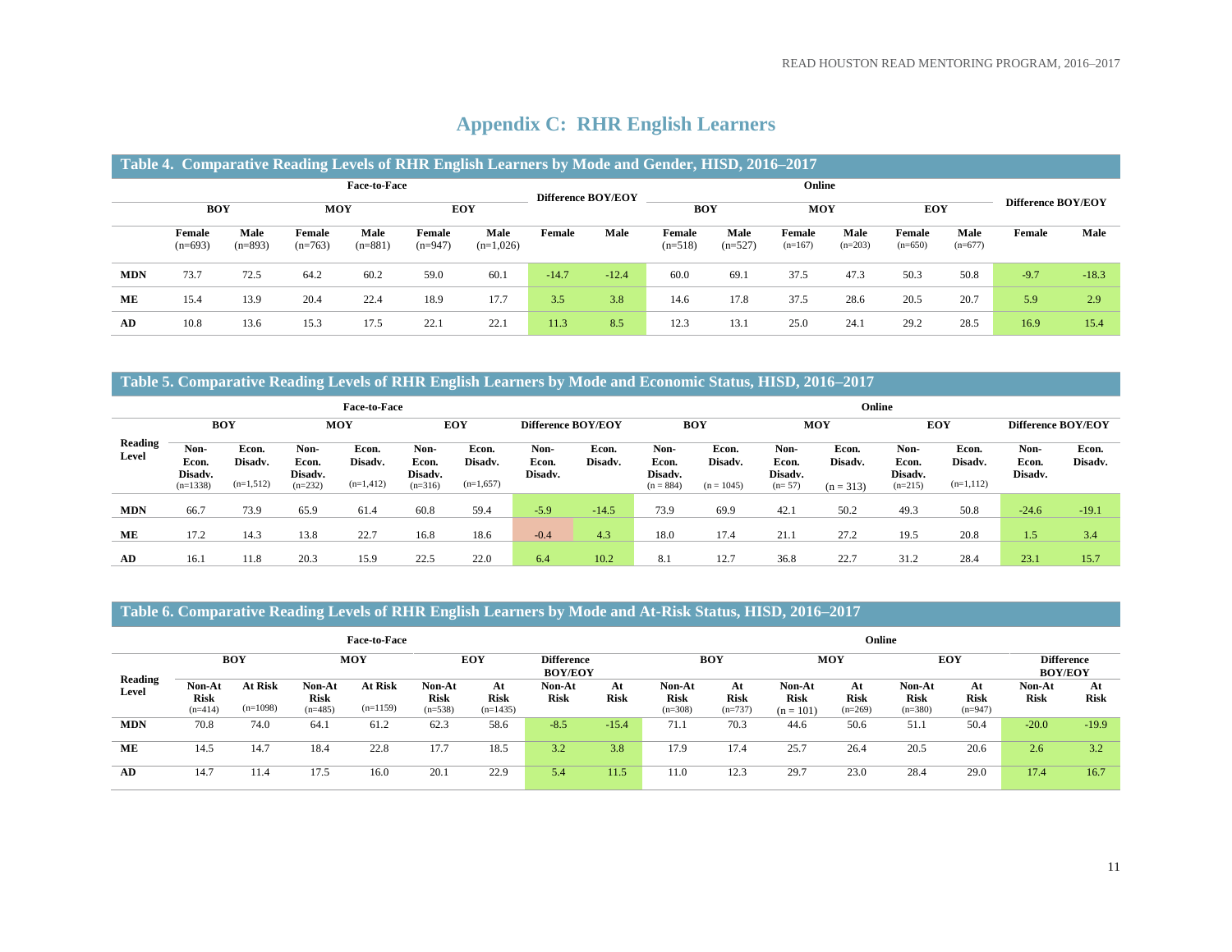# Appendix C: RHR English Learners

**Table 4. Comparative Reading Levels of RHR English Learners by Mode and Gender, HISD, 2016–2017**

| | Face-to-Face | | | | | | | | Online | | | | | | | |
|---|---|---|---|---|---|---|---|---|---|---|---|---|---|---|---|---|
| | BOY | | MOY | | EOY | | Difference BOY/EOY | | BOY | | MOY | | EOY | | Difference BOY/EOY | |
| | Female (n=693) | Male (n=893) | Female (n=763) | Male (n=881) | Female (n=947) | Male (n=1,026) | Female | Male | Female (n=518) | Male (n=527) | Female (n=167) | Male (n=203) | Female (n=650) | Male (n=677) | Female | Male |
| **MDN** | 73.7 | 72.5 | 64.2 | 60.2 | 59.0 | 60.1 | -14.7 | -12.4 | 60.0 | 69.1 | 37.5 | 47.3 | 50.3 | 50.8 | -9.7 | -18.3 |
| **ME** | 15.4 | 13.9 | 20.4 | 22.4 | 18.9 | 17.7 | 3.5 | 3.8 | 14.6 | 17.8 | 37.5 | 28.6 | 20.5 | 20.7 | 5.9 | 2.9 |
| **AD** | 10.8 | 13.6 | 15.3 | 17.5 | 22.1 | 22.1 | 11.3 | 8.5 | 12.3 | 13.1 | 25.0 | 24.1 | 29.2 | 28.5 | 16.9 | 15.4 |

**Table 5. Comparative Reading Levels of RHR English Learners by Mode and Economic Status, HISD, 2016–2017**

| | Face-to-Face | | | | | | | | Online | | | | | | | |
|---|---|---|---|---|---|---|---|---|---|---|---|---|---|---|---|---|
| | BOY | | MOY | | EOY | | Difference BOY/EOY | | BOY | | MOY | | EOY | | Difference BOY/EOY | |
| Reading Level | Non-Econ. Disadv. (n=1338) | Econ. Disadv. (n=1,512) | Non-Econ. Disadv. (n=232) | Econ. Disadv. (n=1,412) | Non-Econ. Disadv. (n=316) | Econ. Disadv. (n=1,657) | Non-Econ. Disadv. | Econ. Disadv. | Non-Econ. Disadv. (n = 884) | Econ. Disadv. (n = 1045) | Non-Econ. Disadv. (n= 57) | Econ. Disadv. (n = 313) | Non-Econ. Disadv. (n=215) | Econ. Disadv. (n=1,112) | Non-Econ. Disadv. | Econ. Disadv. |
| **MDN** | 66.7 | 73.9 | 65.9 | 61.4 | 60.8 | 59.4 | -5.9 | -14.5 | 73.9 | 69.9 | 42.1 | 50.2 | 49.3 | 50.8 | -24.6 | -19.1 |
| **ME** | 17.2 | 14.3 | 13.8 | 22.7 | 16.8 | 18.6 | -0.4 | 4.3 | 18.0 | 17.4 | 21.1 | 27.2 | 19.5 | 20.8 | 1.5 | 3.4 |
| **AD** | 16.1 | 11.8 | 20.3 | 15.9 | 22.5 | 22.0 | 6.4 | 10.2 | 8.1 | 12.7 | 36.8 | 22.7 | 31.2 | 28.4 | 23.1 | 15.7 |

**Table 6. Comparative Reading Levels of RHR English Learners by Mode and At-Risk Status, HISD, 2016–2017**

| | Face-to-Face | | | | | | | | Online | | | | | | | |
|---|---|---|---|---|---|---|---|---|---|---|---|---|---|---|---|---|
| | BOY | | MOY | | EOY | | Difference BOY/EOY | | BOY | | MOY | | EOY | | Difference BOY/EOY | |
| Reading Level | Non-At Risk (n=414) | At Risk (n=1098) | Non-At Risk (n=485) | At Risk (n=1159) | Non-At Risk (n=538) | At Risk (n=1435) | Non-At Risk | At Risk | Non-At Risk (n=308) | At Risk (n=737) | Non-At Risk (n = 101) | At Risk (n=269) | Non-At Risk (n=380) | At Risk (n=947) | Non-At Risk | At Risk |
| **MDN** | 70.8 | 74.0 | 64.1 | 61.2 | 62.3 | 58.6 | -8.5 | -15.4 | 71.1 | 70.3 | 44.6 | 50.6 | 51.1 | 50.4 | -20.0 | -19.9 |
| **ME** | 14.5 | 14.7 | 18.4 | 22.8 | 17.7 | 18.5 | 3.2 | 3.8 | 17.9 | 17.4 | 25.7 | 26.4 | 20.5 | 20.6 | 2.6 | 3.2 |
| **AD** | 14.7 | 11.4 | 17.5 | 16.0 | 20.1 | 22.9 | 5.4 | 11.5 | 11.0 | 12.3 | 29.7 | 23.0 | 28.4 | 29.0 | 17.4 | 16.7 |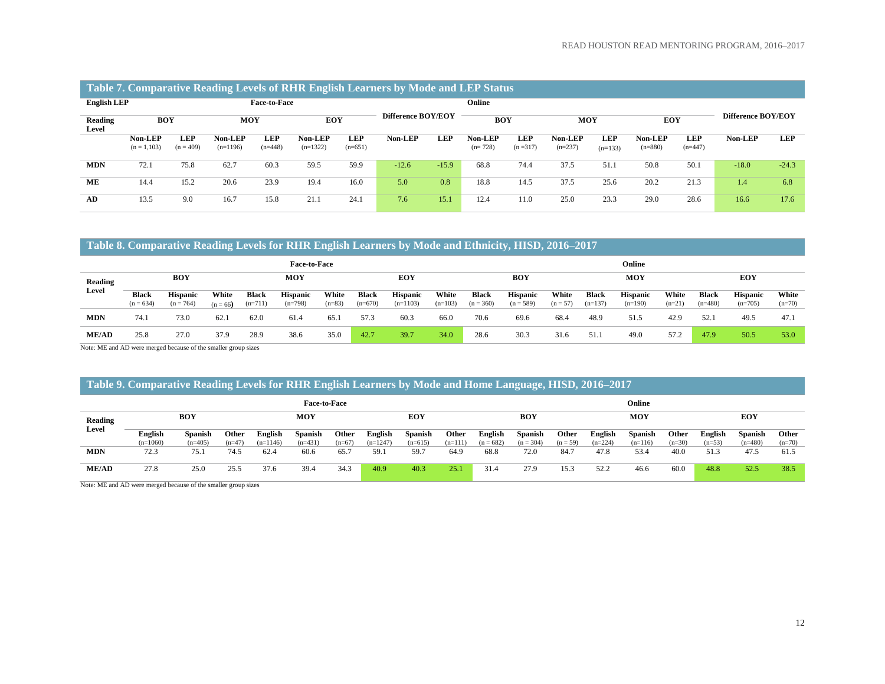## Table 7. Comparative Reading Levels of RHR English Learners by Mode and LEP Status

| English LEP | Face-to-Face | | | | | | | | Online | | | | | | | |
|---|---|---|---|---|---|---|---|---|---|---|---|---|---|---|---|---|
| Reading Level | BOY | | MOY | | EOY | | Difference BOY/EOY | | BOY | | MOY | | EOY | | Difference BOY/EOY | |
| | Non-LEP (n = 1,103) | LEP (n = 409) | Non-LEP (n=1196) | LEP (n=448) | Non-LEP (n=1322) | LEP (n=651) | Non-LEP | LEP | Non-LEP (n= 728) | LEP (n =317) | Non-LEP (n=237) | LEP (n=133) | Non-LEP (n=880) | LEP (n=447) | Non-LEP | LEP |
| **MDN** | 72.1 | 75.8 | 62.7 | 60.3 | 59.5 | 59.9 | -12.6 | -15.9 | 68.8 | 74.4 | 37.5 | 51.1 | 50.8 | 50.1 | -18.0 | -24.3 |
| **ME** | 14.4 | 15.2 | 20.6 | 23.9 | 19.4 | 16.0 | 5.0 | 0.8 | 18.8 | 14.5 | 37.5 | 25.6 | 20.2 | 21.3 | 1.4 | 6.8 |
| **AD** | 13.5 | 9.0 | 16.7 | 15.8 | 21.1 | 24.1 | 7.6 | 15.1 | 12.4 | 11.0 | 25.0 | 23.3 | 29.0 | 28.6 | 16.6 | 17.6 |

## Table 8. Comparative Reading Levels for RHR English Learners by Mode and Ethnicity, HISD, 2016–2017

| Reading Level | Face-to-Face | | | | | | | | | Online | | | | | | | | |
|---|---|---|---|---|---|---|---|---|---|---|---|---|---|---|---|---|---|---|
| | BOY | | | MOY | | | EOY | | | BOY | | | MOY | | | EOY | | |
| | Black (n = 634) | Hispanic (n = 764) | White (n = 66) | Black (n=711) | Hispanic (n=798) | White (n=83) | Black (n=670) | Hispanic (n=1103) | White (n=103) | Black (n = 360) | Hispanic (n = 589) | White (n = 57) | Black (n=137) | Hispanic (n=190) | White (n=21) | Black (n=480) | Hispanic (n=705) | White (n=70) |
| **MDN** | 74.1 | 73.0 | 62.1 | 62.0 | 61.4 | 65.1 | 57.3 | 60.3 | 66.0 | 70.6 | 69.6 | 68.4 | 48.9 | 51.5 | 42.9 | 52.1 | 49.5 | 47.1 |
| **ME/AD** | 25.8 | 27.0 | 37.9 | 28.9 | 38.6 | 35.0 | 42.7 | 39.7 | 34.0 | 28.6 | 30.3 | 31.6 | 51.1 | 49.0 | 57.2 | 47.9 | 50.5 | 53.0 |

Note: ME and AD were merged because of the smaller group sizes

## Table 9. Comparative Reading Levels for RHR English Learners by Mode and Home Language, HISD, 2016–2017

| Reading Level | Face-to-Face | | | | | | | | | Online | | | | | | | | |
|---|---|---|---|---|---|---|---|---|---|---|---|---|---|---|---|---|---|---|
| | BOY | | | MOY | | | EOY | | | BOY | | | MOY | | | EOY | | |
| | English (n=1060) | Spanish (n=405) | Other (n=47) | English (n=1146) | Spanish (n=431) | Other (n=67) | English (n=1247) | Spanish (n=615) | Other (n=111) | English (n = 682) | Spanish (n = 304) | Other (n = 59) | English (n=224) | Spanish (n=116) | Other (n=30) | English (n=53) | Spanish (n=480) | Other (n=70) |
| **MDN** | 72.3 | 75.1 | 74.5 | 62.4 | 60.6 | 65.7 | 59.1 | 59.7 | 64.9 | 68.8 | 72.0 | 84.7 | 47.8 | 53.4 | 40.0 | 51.3 | 47.5 | 61.5 |
| **ME/AD** | 27.8 | 25.0 | 25.5 | 37.6 | 39.4 | 34.3 | 40.9 | 40.3 | 25.1 | 31.4 | 27.9 | 15.3 | 52.2 | 46.6 | 60.0 | 48.8 | 52.5 | 38.5 |

Note: ME and AD were merged because of the smaller group sizes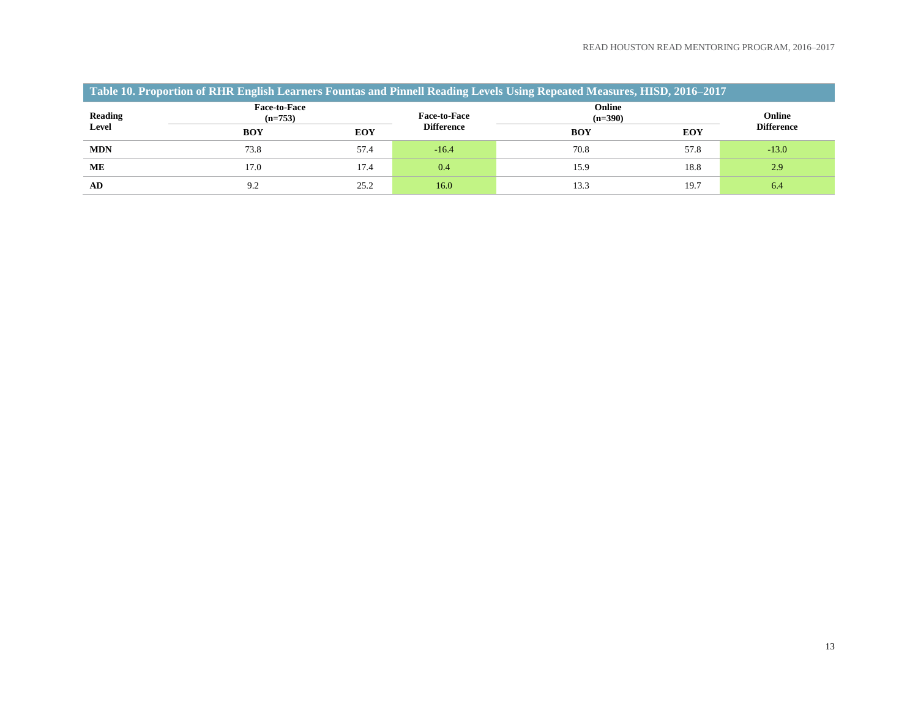**Table 10. Proportion of RHR English Learners Fountas and Pinnell Reading Levels Using Repeated Measures, HISD, 2016–2017**

| Reading Level | Face-to-Face (n=753) | | Face-to-Face Difference | Online (n=390) | | Online Difference |
|---|---|---|---|---|---|---|
| | BOY | EOY | | BOY | EOY | |
| **MDN** | 73.8 | 57.4 | -16.4 | 70.8 | 57.8 | -13.0 |
| **ME** | 17.0 | 17.4 | 0.4 | 15.9 | 18.8 | 2.9 |
| **AD** | 9.2 | 25.2 | 16.0 | 13.3 | 19.7 | 6.4 |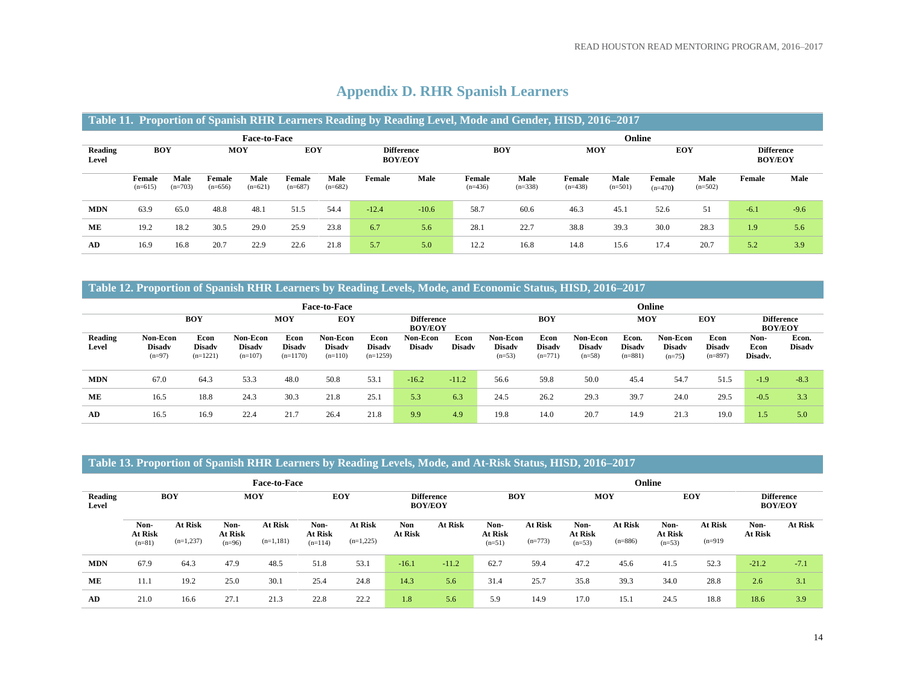# Appendix D. RHR Spanish Learners

**Table 11. Proportion of Spanish RHR Learners Reading by Reading Level, Mode and Gender, HISD, 2016–2017**

| | Face-to-Face | | | | | | | | Online | | | | | | | |
|---|---|---|---|---|---|---|---|---|---|---|---|---|---|---|---|---|
| Reading Level | BOY | | MOY | | EOY | | Difference BOY/EOY | | BOY | | MOY | | EOY | | Difference BOY/EOY | |
| | Female (n=615) | Male (n=703) | Female (n=656) | Male (n=621) | Female (n=687) | Male (n=682) | Female | Male | Female (n=436) | Male (n=338) | Female (n=438) | Male (n=501) | Female (n=470) | Male (n=502) | Female | Male |
| MDN | 63.9 | 65.0 | 48.8 | 48.1 | 51.5 | 54.4 | -12.4 | -10.6 | 58.7 | 60.6 | 46.3 | 45.1 | 52.6 | 51 | -6.1 | -9.6 |
| ME | 19.2 | 18.2 | 30.5 | 29.0 | 25.9 | 23.8 | 6.7 | 5.6 | 28.1 | 22.7 | 38.8 | 39.3 | 30.0 | 28.3 | 1.9 | 5.6 |
| AD | 16.9 | 16.8 | 20.7 | 22.9 | 22.6 | 21.8 | 5.7 | 5.0 | 12.2 | 16.8 | 14.8 | 15.6 | 17.4 | 20.7 | 5.2 | 3.9 |

**Table 12. Proportion of Spanish RHR Learners by Reading Levels, Mode, and Economic Status, HISD, 2016–2017**

| | Face-to-Face | | | | | | | | Online | | | | | | | |
|---|---|---|---|---|---|---|---|---|---|---|---|---|---|---|---|---|
| | BOY | | MOY | | EOY | | Difference BOY/EOY | | BOY | | MOY | | EOY | | Difference BOY/EOY | |
| Reading Level | Non-Econ Disadv (n=97) | Econ Disadv (n=1221) | Non-Econ Disadv (n=107) | Econ Disadv (n=1170) | Non-Econ Disadv (n=110) | Econ Disadv (n=1259) | Non-Econ Disadv | Econ Disadv | Non-Econ Disadv (n=53) | Econ Disadv (n=771) | Non-Econ Disadv (n=58) | Econ. Disadv (n=881) | Non-Econ Disadv (n=75) | Econ Disadv (n=897) | Non-Econ Disadv. | Econ. Disadv |
| MDN | 67.0 | 64.3 | 53.3 | 48.0 | 50.8 | 53.1 | -16.2 | -11.2 | 56.6 | 59.8 | 50.0 | 45.4 | 54.7 | 51.5 | -1.9 | -8.3 |
| ME | 16.5 | 18.8 | 24.3 | 30.3 | 21.8 | 25.1 | 5.3 | 6.3 | 24.5 | 26.2 | 29.3 | 39.7 | 24.0 | 29.5 | -0.5 | 3.3 |
| AD | 16.5 | 16.9 | 22.4 | 21.7 | 26.4 | 21.8 | 9.9 | 4.9 | 19.8 | 14.0 | 20.7 | 14.9 | 21.3 | 19.0 | 1.5 | 5.0 |

**Table 13. Proportion of Spanish RHR Learners by Reading Levels, Mode, and At-Risk Status, HISD, 2016–2017**

| | Face-to-Face | | | | | | | | Online | | | | | | | |
|---|---|---|---|---|---|---|---|---|---|---|---|---|---|---|---|---|
| Reading Level | BOY | | MOY | | EOY | | Difference BOY/EOY | | BOY | | MOY | | EOY | | Difference BOY/EOY | |
| | Non-At Risk (n=81) | At Risk (n=1,237) | Non-At Risk (n=96) | At Risk (n=1,181) | Non-At Risk (n=114) | At Risk (n=1,225) | Non At Risk | At Risk | Non-At Risk (n=51) | At Risk (n=773) | Non-At Risk (n=53) | At Risk (n=886) | Non-At Risk (n=53) | At Risk (n=919 | Non-At Risk | At Risk |
| MDN | 67.9 | 64.3 | 47.9 | 48.5 | 51.8 | 53.1 | -16.1 | -11.2 | 62.7 | 59.4 | 47.2 | 45.6 | 41.5 | 52.3 | -21.2 | -7.1 |
| ME | 11.1 | 19.2 | 25.0 | 30.1 | 25.4 | 24.8 | 14.3 | 5.6 | 31.4 | 25.7 | 35.8 | 39.3 | 34.0 | 28.8 | 2.6 | 3.1 |
| AD | 21.0 | 16.6 | 27.1 | 21.3 | 22.8 | 22.2 | 1.8 | 5.6 | 5.9 | 14.9 | 17.0 | 15.1 | 24.5 | 18.8 | 18.6 | 3.9 |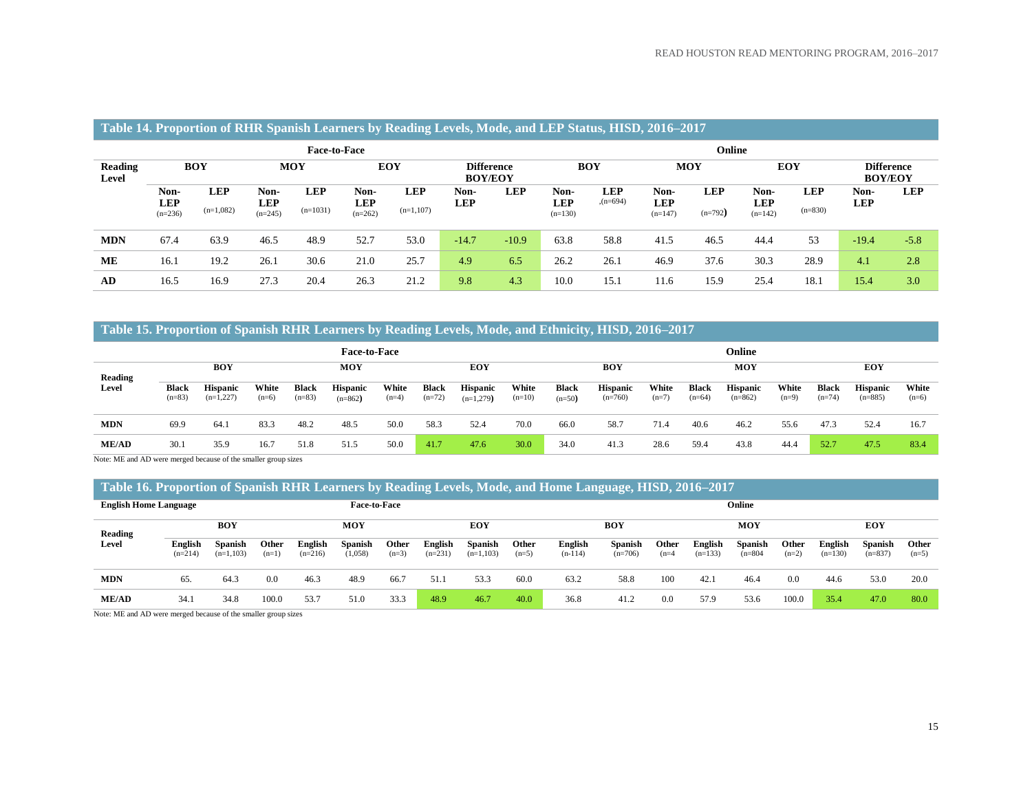## Table 14. Proportion of RHR Spanish Learners by Reading Levels, Mode, and LEP Status, HISD, 2016–2017

| Reading Level | Face-to-Face | | | | | | | | Online | | | | | | | |
|---|---|---|---|---|---|---|---|---|---|---|---|---|---|---|---|---|
| | BOY | | MOY | | EOY | | Difference BOY/EOY | | BOY | | MOY | | EOY | | Difference BOY/EOY | |
| | Non-LEP (n=236) | LEP (n=1,082) | Non-LEP (n=245) | LEP (n=1031) | Non-LEP (n=262) | LEP (n=1,107) | Non-LEP | LEP | Non-LEP (n=130) | LEP ,(n=694) | Non-LEP (n=147) | LEP (n=792) | Non-LEP (n=142) | LEP (n=830) | Non-LEP | LEP |
| **MDN** | 67.4 | 63.9 | 46.5 | 48.9 | 52.7 | 53.0 | -14.7 | -10.9 | 63.8 | 58.8 | 41.5 | 46.5 | 44.4 | 53 | -19.4 | -5.8 |
| **ME** | 16.1 | 19.2 | 26.1 | 30.6 | 21.0 | 25.7 | 4.9 | 6.5 | 26.2 | 26.1 | 46.9 | 37.6 | 30.3 | 28.9 | 4.1 | 2.8 |
| **AD** | 16.5 | 16.9 | 27.3 | 20.4 | 26.3 | 21.2 | 9.8 | 4.3 | 10.0 | 15.1 | 11.6 | 15.9 | 25.4 | 18.1 | 15.4 | 3.0 |

## Table 15. Proportion of Spanish RHR Learners by Reading Levels, Mode, and Ethnicity, HISD, 2016–2017

| Reading Level | Face-to-Face | | | | | | | | | Online | | | | | | | | |
|---|---|---|---|---|---|---|---|---|---|---|---|---|---|---|---|---|---|---|
| | BOY | | | MOY | | | EOY | | | BOY | | | MOY | | | EOY | | |
| | Black (n=83) | Hispanic (n=1,227) | White (n=6) | Black (n=83) | Hispanic (n=862) | White (n=4) | Black (n=72) | Hispanic (n=1,279) | White (n=10) | Black (n=50) | Hispanic (n=760) | White (n=7) | Black (n=64) | Hispanic (n=862) | White (n=9) | Black (n=74) | Hispanic (n=885) | White (n=6) |
| **MDN** | 69.9 | 64.1 | 83.3 | 48.2 | 48.5 | 50.0 | 58.3 | 52.4 | 70.0 | 66.0 | 58.7 | 71.4 | 40.6 | 46.2 | 55.6 | 47.3 | 52.4 | 16.7 |
| **ME/AD** | 30.1 | 35.9 | 16.7 | 51.8 | 51.5 | 50.0 | 41.7 | 47.6 | 30.0 | 34.0 | 41.3 | 28.6 | 59.4 | 43.8 | 44.4 | 52.7 | 47.5 | 83.4 |

Note: ME and AD were merged because of the smaller group sizes

## Table 16. Proportion of Spanish RHR Learners by Reading Levels, Mode, and Home Language, HISD, 2016–2017

| English Home Language | Face-to-Face | | | | | | | | | Online | | | | | | | | |
|---|---|---|---|---|---|---|---|---|---|---|---|---|---|---|---|---|---|---|
| Reading Level | BOY | | | MOY | | | EOY | | | BOY | | | MOY | | | EOY | | |
| | English (n=214) | Spanish (n=1,103) | Other (n=1) | English (n=216) | Spanish (1,058) | Other (n=3) | English (n=231) | Spanish (n=1,103) | Other (n=5) | English (n-114) | Spanish (n=706) | Other (n=4 | English (n=133) | Spanish (n=804 | Other (n=2) | English (n=130) | Spanish (n=837) | Other (n=5) |
| **MDN** | 65. | 64.3 | 0.0 | 46.3 | 48.9 | 66.7 | 51.1 | 53.3 | 60.0 | 63.2 | 58.8 | 100 | 42.1 | 46.4 | 0.0 | 44.6 | 53.0 | 20.0 |
| **ME/AD** | 34.1 | 34.8 | 100.0 | 53.7 | 51.0 | 33.3 | 48.9 | 46.7 | 40.0 | 36.8 | 41.2 | 0.0 | 57.9 | 53.6 | 100.0 | 35.4 | 47.0 | 80.0 |

Note: ME and AD were merged because of the smaller group sizes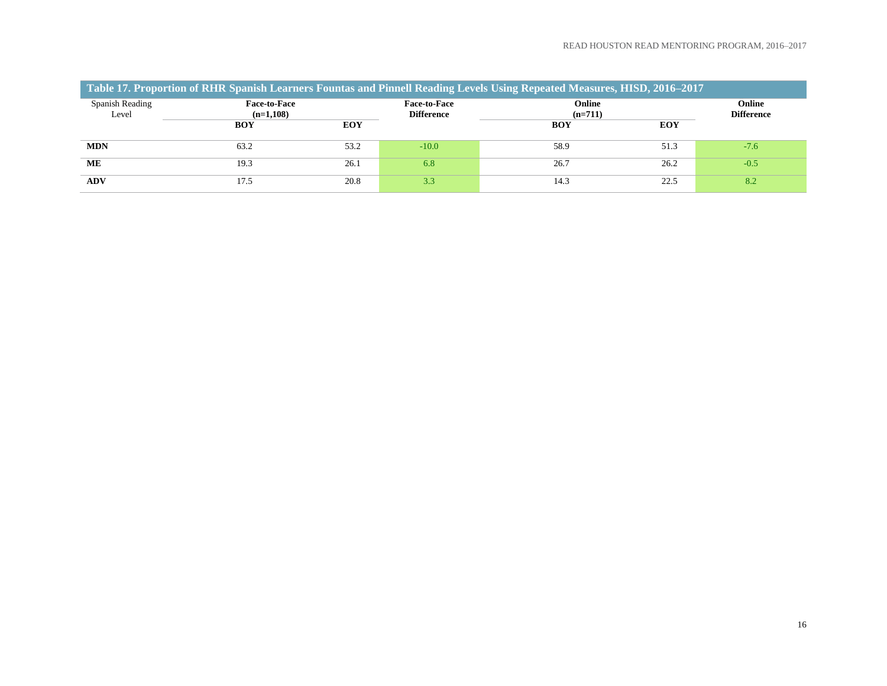**Table 17. Proportion of RHR Spanish Learners Fountas and Pinnell Reading Levels Using Repeated Measures, HISD, 2016–2017**

| Spanish Reading Level | Face-to-Face (n=1,108) | | Face-to-Face Difference | Online (n=711) | | Online Difference |
|---|---|---|---|---|---|---|
| | BOY | EOY | | BOY | EOY | |
| **MDN** | 63.2 | 53.2 | -10.0 | 58.9 | 51.3 | -7.6 |
| **ME** | 19.3 | 26.1 | 6.8 | 26.7 | 26.2 | -0.5 |
| **ADV** | 17.5 | 20.8 | 3.3 | 14.3 | 22.5 | 8.2 |